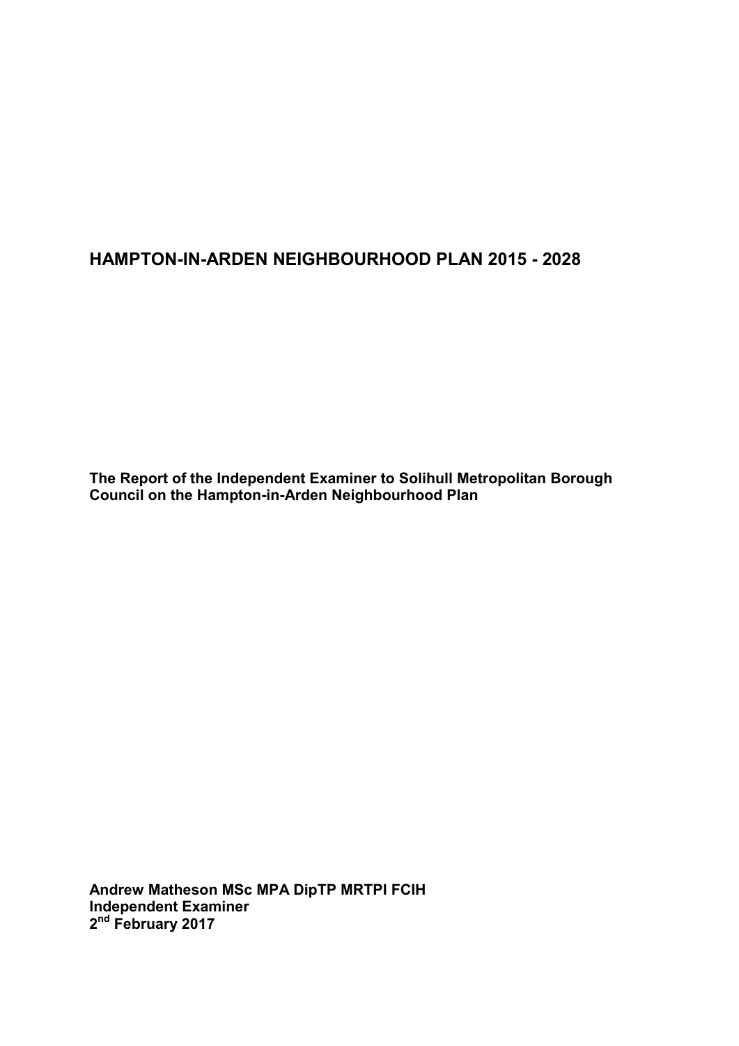# HAMPTON-IN-ARDEN NEIGHBOURHOOD PLAN 2015 - 2028

**The Report of the Independent Examiner to Solihull Metropolitan Borough Council on the Hampton-in-Arden Neighbourhood Plan**

**Andrew Matheson MSc MPA DipTP MRTPI FCIH**
**Independent Examiner**
**2nd February 2017**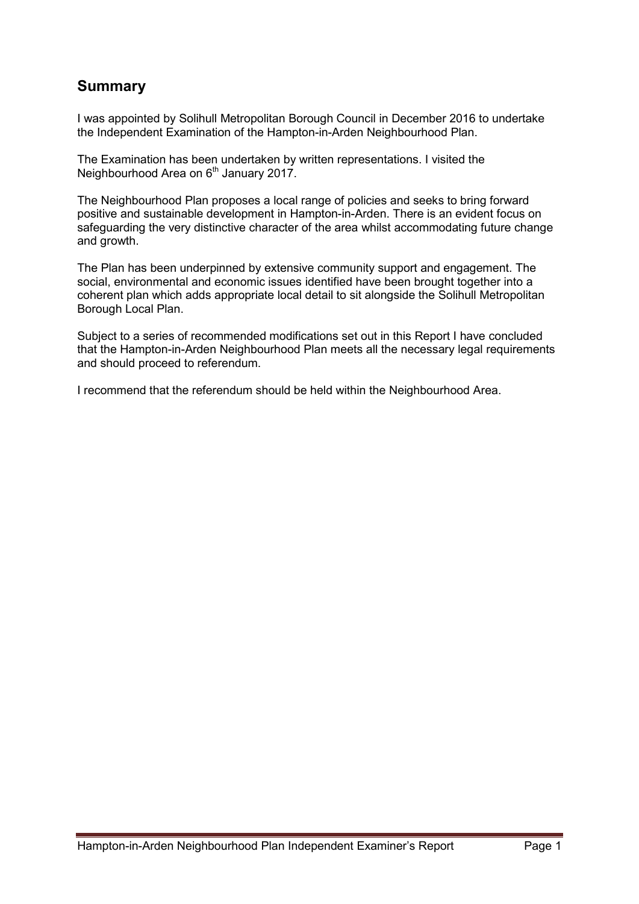## Summary

I was appointed by Solihull Metropolitan Borough Council in December 2016 to undertake the Independent Examination of the Hampton-in-Arden Neighbourhood Plan.

The Examination has been undertaken by written representations. I visited the Neighbourhood Area on 6th January 2017.

The Neighbourhood Plan proposes a local range of policies and seeks to bring forward positive and sustainable development in Hampton-in-Arden. There is an evident focus on safeguarding the very distinctive character of the area whilst accommodating future change and growth.

The Plan has been underpinned by extensive community support and engagement. The social, environmental and economic issues identified have been brought together into a coherent plan which adds appropriate local detail to sit alongside the Solihull Metropolitan Borough Local Plan.

Subject to a series of recommended modifications set out in this Report I have concluded that the Hampton-in-Arden Neighbourhood Plan meets all the necessary legal requirements and should proceed to referendum.

I recommend that the referendum should be held within the Neighbourhood Area.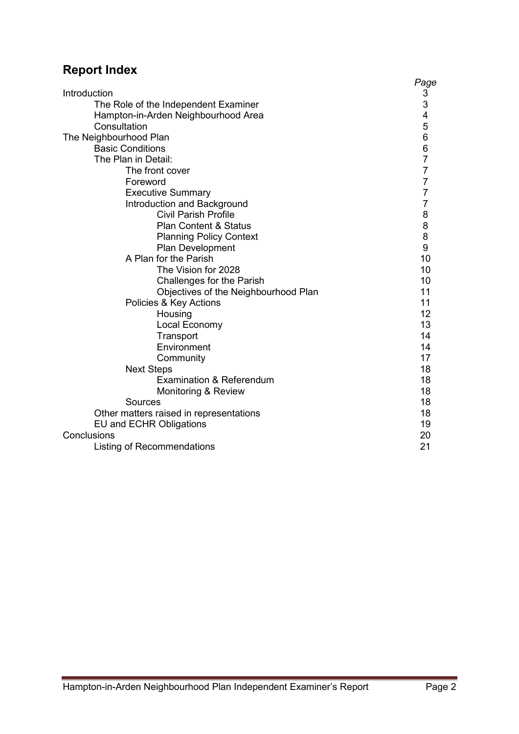## Report Index

| | Page |
|---|---|
| Introduction | 3 |
| The Role of the Independent Examiner | 3 |
| Hampton-in-Arden Neighbourhood Area | 4 |
| Consultation | 5 |
| The Neighbourhood Plan | 6 |
| Basic Conditions | 6 |
| The Plan in Detail: | 7 |
| The front cover | 7 |
| Foreword | 7 |
| Executive Summary | 7 |
| Introduction and Background | 7 |
| Civil Parish Profile | 8 |
| Plan Content & Status | 8 |
| Planning Policy Context | 8 |
| Plan Development | 9 |
| A Plan for the Parish | 10 |
| The Vision for 2028 | 10 |
| Challenges for the Parish | 10 |
| Objectives of the Neighbourhood Plan | 11 |
| Policies & Key Actions | 11 |
| Housing | 12 |
| Local Economy | 13 |
| Transport | 14 |
| Environment | 14 |
| Community | 17 |
| Next Steps | 18 |
| Examination & Referendum | 18 |
| Monitoring & Review | 18 |
| Sources | 18 |
| Other matters raised in representations | 18 |
| EU and ECHR Obligations | 19 |
| Conclusions | 20 |
| Listing of Recommendations | 21 |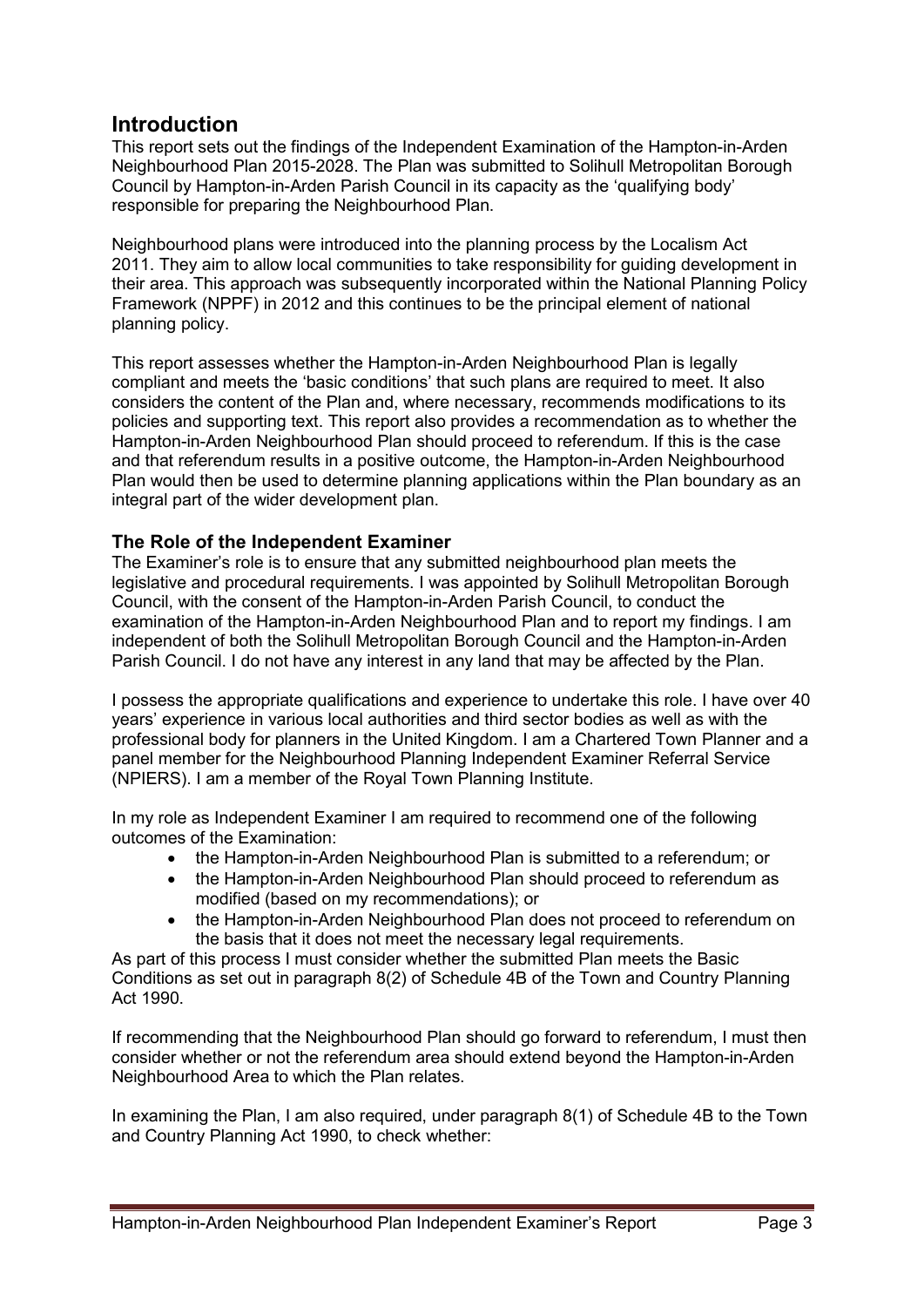## Introduction

This report sets out the findings of the Independent Examination of the Hampton-in-Arden Neighbourhood Plan 2015-2028. The Plan was submitted to Solihull Metropolitan Borough Council by Hampton-in-Arden Parish Council in its capacity as the 'qualifying body' responsible for preparing the Neighbourhood Plan.

Neighbourhood plans were introduced into the planning process by the Localism Act 2011. They aim to allow local communities to take responsibility for guiding development in their area. This approach was subsequently incorporated within the National Planning Policy Framework (NPPF) in 2012 and this continues to be the principal element of national planning policy.

This report assesses whether the Hampton-in-Arden Neighbourhood Plan is legally compliant and meets the 'basic conditions' that such plans are required to meet. It also considers the content of the Plan and, where necessary, recommends modifications to its policies and supporting text. This report also provides a recommendation as to whether the Hampton-in-Arden Neighbourhood Plan should proceed to referendum. If this is the case and that referendum results in a positive outcome, the Hampton-in-Arden Neighbourhood Plan would then be used to determine planning applications within the Plan boundary as an integral part of the wider development plan.

### The Role of the Independent Examiner

The Examiner's role is to ensure that any submitted neighbourhood plan meets the legislative and procedural requirements. I was appointed by Solihull Metropolitan Borough Council, with the consent of the Hampton-in-Arden Parish Council, to conduct the examination of the Hampton-in-Arden Neighbourhood Plan and to report my findings. I am independent of both the Solihull Metropolitan Borough Council and the Hampton-in-Arden Parish Council. I do not have any interest in any land that may be affected by the Plan.

I possess the appropriate qualifications and experience to undertake this role. I have over 40 years' experience in various local authorities and third sector bodies as well as with the professional body for planners in the United Kingdom. I am a Chartered Town Planner and a panel member for the Neighbourhood Planning Independent Examiner Referral Service (NPIERS). I am a member of the Royal Town Planning Institute.

In my role as Independent Examiner I am required to recommend one of the following outcomes of the Examination:

- the Hampton-in-Arden Neighbourhood Plan is submitted to a referendum; or
- the Hampton-in-Arden Neighbourhood Plan should proceed to referendum as modified (based on my recommendations); or
- the Hampton-in-Arden Neighbourhood Plan does not proceed to referendum on the basis that it does not meet the necessary legal requirements.

As part of this process I must consider whether the submitted Plan meets the Basic Conditions as set out in paragraph 8(2) of Schedule 4B of the Town and Country Planning Act 1990.

If recommending that the Neighbourhood Plan should go forward to referendum, I must then consider whether or not the referendum area should extend beyond the Hampton-in-Arden Neighbourhood Area to which the Plan relates.

In examining the Plan, I am also required, under paragraph 8(1) of Schedule 4B to the Town and Country Planning Act 1990, to check whether: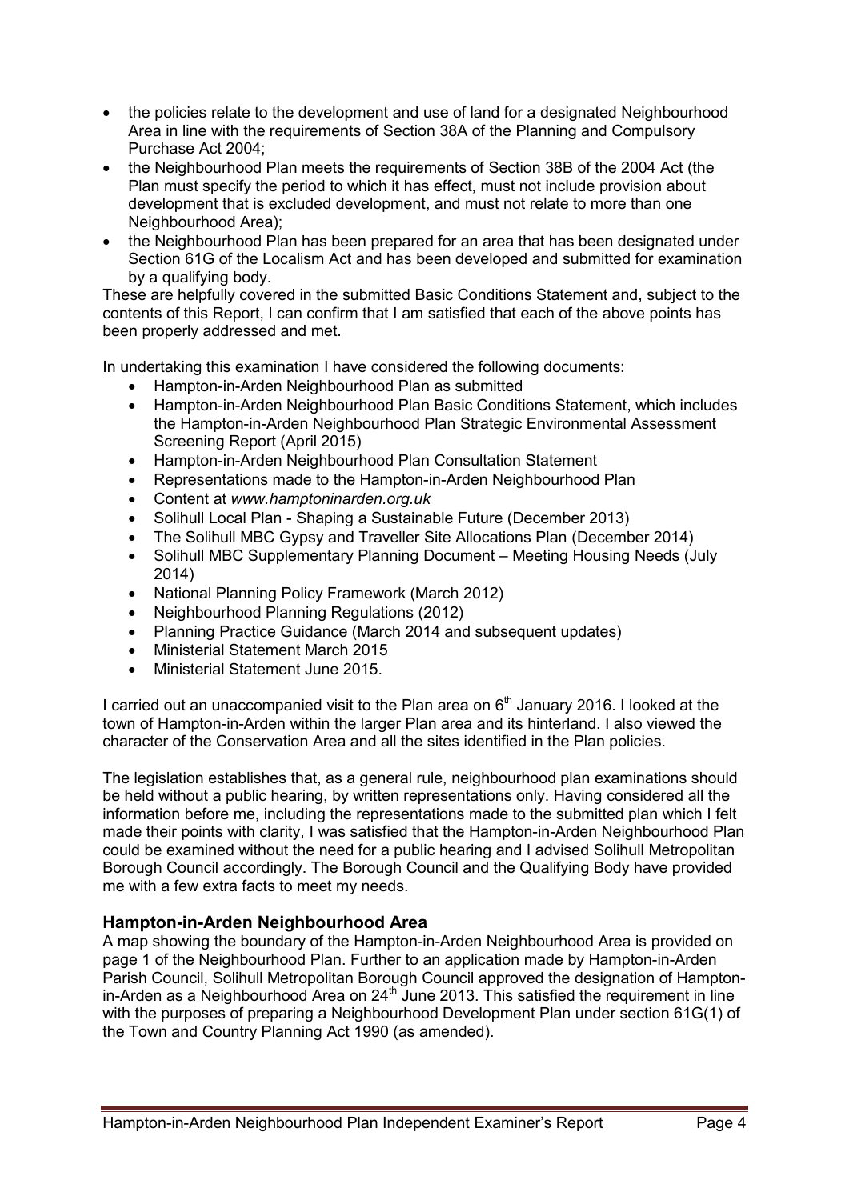- the policies relate to the development and use of land for a designated Neighbourhood Area in line with the requirements of Section 38A of the Planning and Compulsory Purchase Act 2004;
- the Neighbourhood Plan meets the requirements of Section 38B of the 2004 Act (the Plan must specify the period to which it has effect, must not include provision about development that is excluded development, and must not relate to more than one Neighbourhood Area);
- the Neighbourhood Plan has been prepared for an area that has been designated under Section 61G of the Localism Act and has been developed and submitted for examination by a qualifying body.

These are helpfully covered in the submitted Basic Conditions Statement and, subject to the contents of this Report, I can confirm that I am satisfied that each of the above points has been properly addressed and met.

In undertaking this examination I have considered the following documents:

- Hampton-in-Arden Neighbourhood Plan as submitted
- Hampton-in-Arden Neighbourhood Plan Basic Conditions Statement, which includes the Hampton-in-Arden Neighbourhood Plan Strategic Environmental Assessment Screening Report (April 2015)
- Hampton-in-Arden Neighbourhood Plan Consultation Statement
- Representations made to the Hampton-in-Arden Neighbourhood Plan
- Content at *www.hamptoninarden.org.uk*
- Solihull Local Plan - Shaping a Sustainable Future (December 2013)
- The Solihull MBC Gypsy and Traveller Site Allocations Plan (December 2014)
- Solihull MBC Supplementary Planning Document – Meeting Housing Needs (July 2014)
- National Planning Policy Framework (March 2012)
- Neighbourhood Planning Regulations (2012)
- Planning Practice Guidance (March 2014 and subsequent updates)
- Ministerial Statement March 2015
- Ministerial Statement June 2015.

I carried out an unaccompanied visit to the Plan area on 6th January 2016. I looked at the town of Hampton-in-Arden within the larger Plan area and its hinterland. I also viewed the character of the Conservation Area and all the sites identified in the Plan policies.

The legislation establishes that, as a general rule, neighbourhood plan examinations should be held without a public hearing, by written representations only. Having considered all the information before me, including the representations made to the submitted plan which I felt made their points with clarity, I was satisfied that the Hampton-in-Arden Neighbourhood Plan could be examined without the need for a public hearing and I advised Solihull Metropolitan Borough Council accordingly. The Borough Council and the Qualifying Body have provided me with a few extra facts to meet my needs.

## Hampton-in-Arden Neighbourhood Area

A map showing the boundary of the Hampton-in-Arden Neighbourhood Area is provided on page 1 of the Neighbourhood Plan. Further to an application made by Hampton-in-Arden Parish Council, Solihull Metropolitan Borough Council approved the designation of Hampton-in-Arden as a Neighbourhood Area on 24th June 2013. This satisfied the requirement in line with the purposes of preparing a Neighbourhood Development Plan under section 61G(1) of the Town and Country Planning Act 1990 (as amended).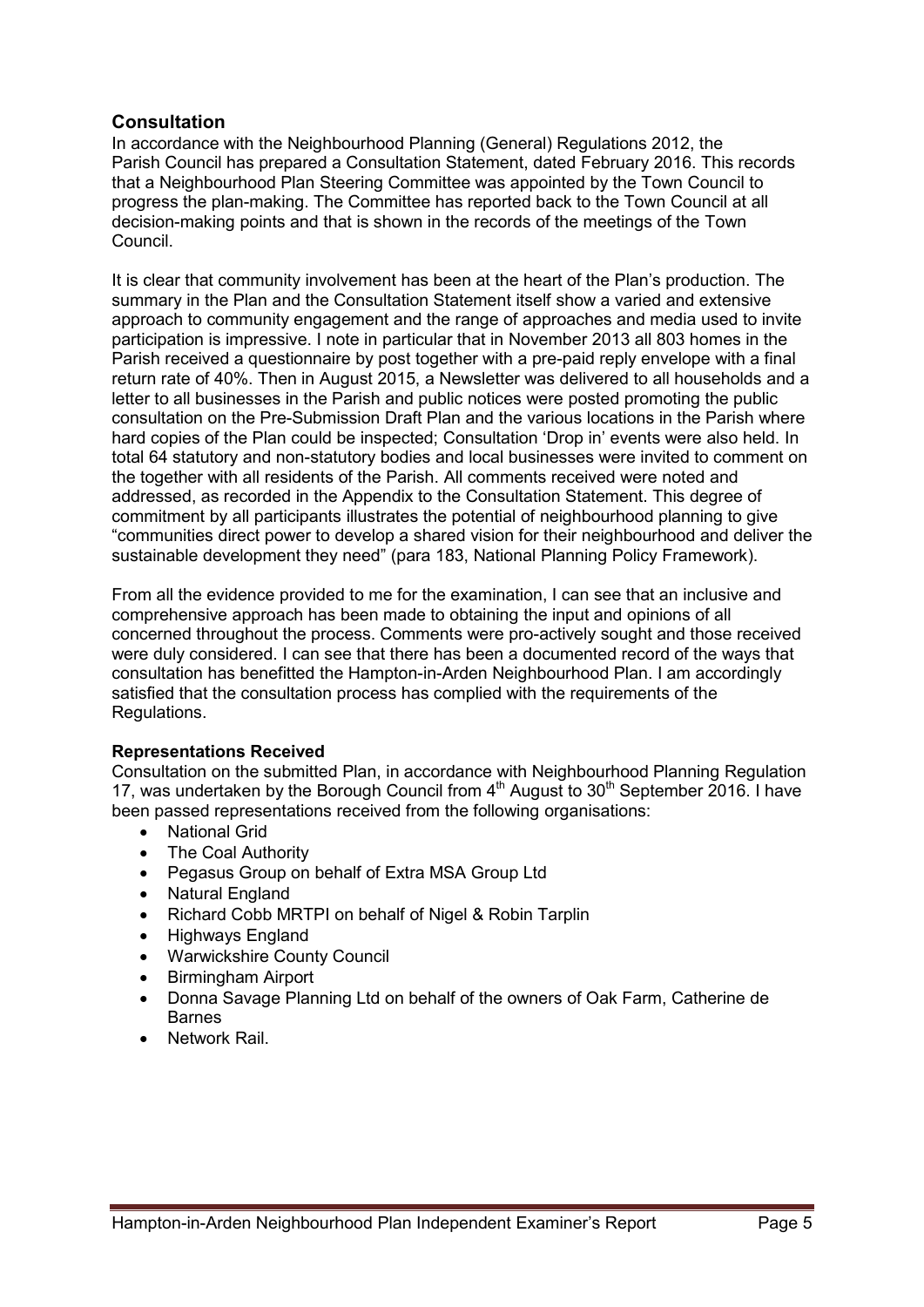## Consultation

In accordance with the Neighbourhood Planning (General) Regulations 2012, the Parish Council has prepared a Consultation Statement, dated February 2016. This records that a Neighbourhood Plan Steering Committee was appointed by the Town Council to progress the plan-making. The Committee has reported back to the Town Council at all decision-making points and that is shown in the records of the meetings of the Town Council.

It is clear that community involvement has been at the heart of the Plan's production. The summary in the Plan and the Consultation Statement itself show a varied and extensive approach to community engagement and the range of approaches and media used to invite participation is impressive. I note in particular that in November 2013 all 803 homes in the Parish received a questionnaire by post together with a pre-paid reply envelope with a final return rate of 40%. Then in August 2015, a Newsletter was delivered to all households and a letter to all businesses in the Parish and public notices were posted promoting the public consultation on the Pre-Submission Draft Plan and the various locations in the Parish where hard copies of the Plan could be inspected; Consultation 'Drop in' events were also held. In total 64 statutory and non-statutory bodies and local businesses were invited to comment on the together with all residents of the Parish. All comments received were noted and addressed, as recorded in the Appendix to the Consultation Statement. This degree of commitment by all participants illustrates the potential of neighbourhood planning to give "communities direct power to develop a shared vision for their neighbourhood and deliver the sustainable development they need" (para 183, National Planning Policy Framework).

From all the evidence provided to me for the examination, I can see that an inclusive and comprehensive approach has been made to obtaining the input and opinions of all concerned throughout the process. Comments were pro-actively sought and those received were duly considered. I can see that there has been a documented record of the ways that consultation has benefitted the Hampton-in-Arden Neighbourhood Plan. I am accordingly satisfied that the consultation process has complied with the requirements of the Regulations.

### Representations Received

Consultation on the submitted Plan, in accordance with Neighbourhood Planning Regulation 17, was undertaken by the Borough Council from 4th August to 30th September 2016. I have been passed representations received from the following organisations:

- National Grid
- The Coal Authority
- Pegasus Group on behalf of Extra MSA Group Ltd
- Natural England
- Richard Cobb MRTPI on behalf of Nigel & Robin Tarplin
- Highways England
- Warwickshire County Council
- Birmingham Airport
- Donna Savage Planning Ltd on behalf of the owners of Oak Farm, Catherine de Barnes
- Network Rail.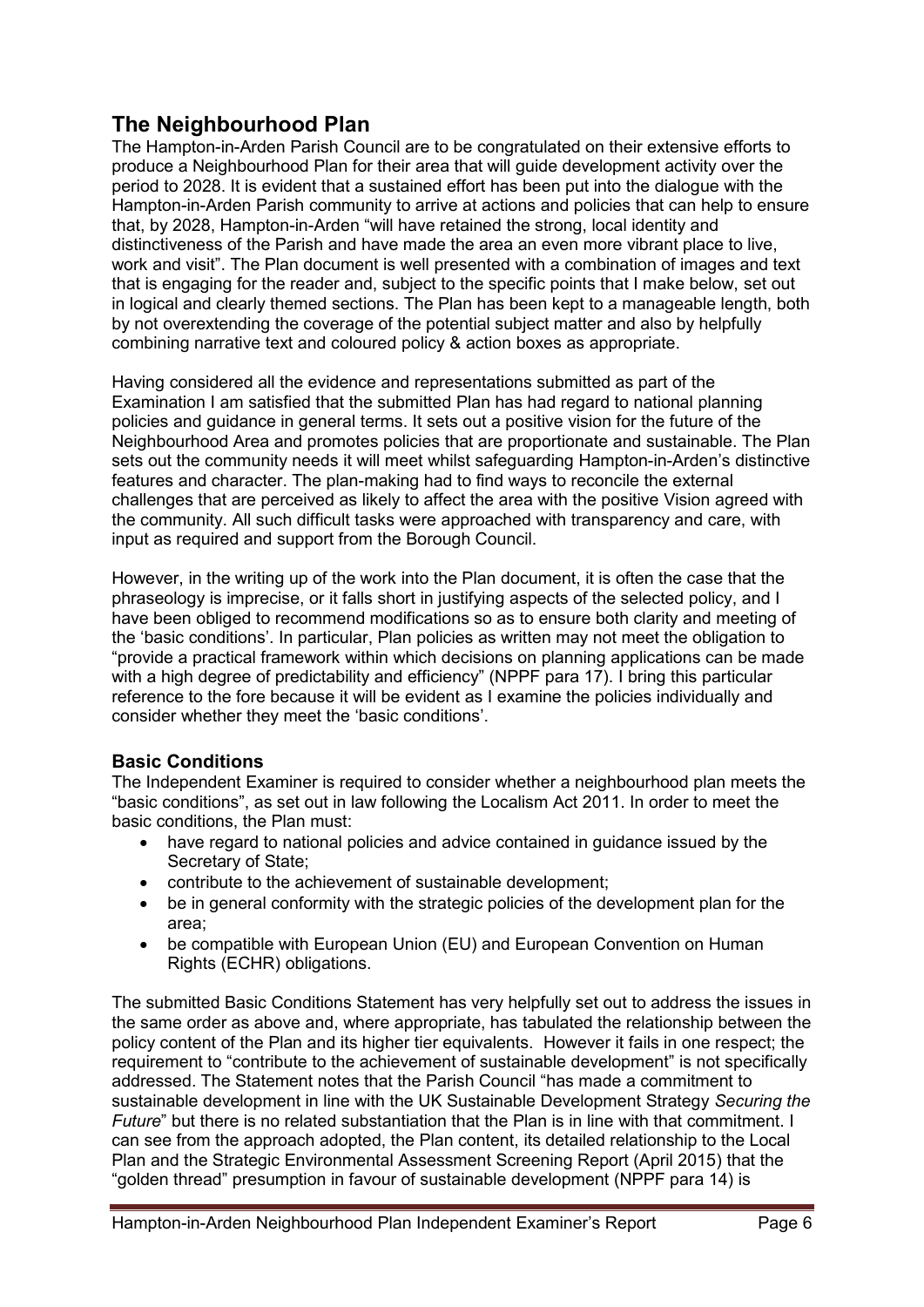## The Neighbourhood Plan

The Hampton-in-Arden Parish Council are to be congratulated on their extensive efforts to produce a Neighbourhood Plan for their area that will guide development activity over the period to 2028. It is evident that a sustained effort has been put into the dialogue with the Hampton-in-Arden Parish community to arrive at actions and policies that can help to ensure that, by 2028, Hampton-in-Arden "will have retained the strong, local identity and distinctiveness of the Parish and have made the area an even more vibrant place to live, work and visit". The Plan document is well presented with a combination of images and text that is engaging for the reader and, subject to the specific points that I make below, set out in logical and clearly themed sections. The Plan has been kept to a manageable length, both by not overextending the coverage of the potential subject matter and also by helpfully combining narrative text and coloured policy & action boxes as appropriate.

Having considered all the evidence and representations submitted as part of the Examination I am satisfied that the submitted Plan has had regard to national planning policies and guidance in general terms. It sets out a positive vision for the future of the Neighbourhood Area and promotes policies that are proportionate and sustainable. The Plan sets out the community needs it will meet whilst safeguarding Hampton-in-Arden's distinctive features and character. The plan-making had to find ways to reconcile the external challenges that are perceived as likely to affect the area with the positive Vision agreed with the community. All such difficult tasks were approached with transparency and care, with input as required and support from the Borough Council.

However, in the writing up of the work into the Plan document, it is often the case that the phraseology is imprecise, or it falls short in justifying aspects of the selected policy, and I have been obliged to recommend modifications so as to ensure both clarity and meeting of the 'basic conditions'. In particular, Plan policies as written may not meet the obligation to "provide a practical framework within which decisions on planning applications can be made with a high degree of predictability and efficiency" (NPPF para 17). I bring this particular reference to the fore because it will be evident as I examine the policies individually and consider whether they meet the 'basic conditions'.

### Basic Conditions

The Independent Examiner is required to consider whether a neighbourhood plan meets the "basic conditions", as set out in law following the Localism Act 2011. In order to meet the basic conditions, the Plan must:

- have regard to national policies and advice contained in guidance issued by the Secretary of State;
- contribute to the achievement of sustainable development;
- be in general conformity with the strategic policies of the development plan for the area;
- be compatible with European Union (EU) and European Convention on Human Rights (ECHR) obligations.

The submitted Basic Conditions Statement has very helpfully set out to address the issues in the same order as above and, where appropriate, has tabulated the relationship between the policy content of the Plan and its higher tier equivalents. However it fails in one respect; the requirement to "contribute to the achievement of sustainable development" is not specifically addressed. The Statement notes that the Parish Council "has made a commitment to sustainable development in line with the UK Sustainable Development Strategy *Securing the Future*" but there is no related substantiation that the Plan is in line with that commitment. I can see from the approach adopted, the Plan content, its detailed relationship to the Local Plan and the Strategic Environmental Assessment Screening Report (April 2015) that the "golden thread" presumption in favour of sustainable development (NPPF para 14) is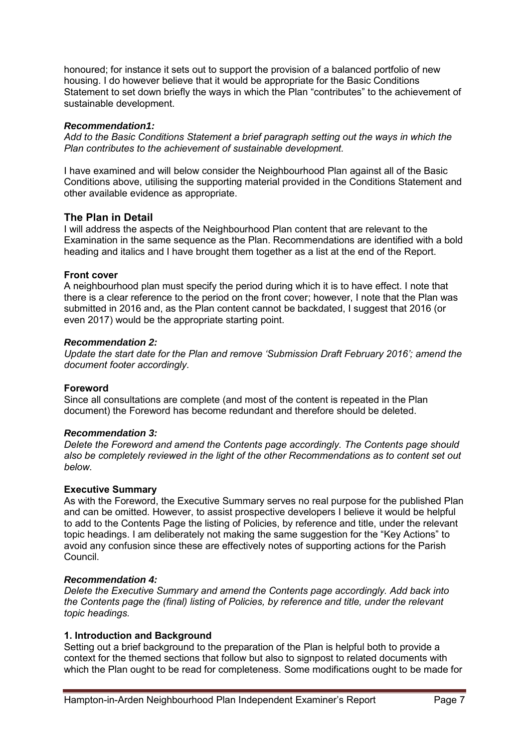honoured; for instance it sets out to support the provision of a balanced portfolio of new housing. I do however believe that it would be appropriate for the Basic Conditions Statement to set down briefly the ways in which the Plan "contributes" to the achievement of sustainable development.

***Recommendation1:***
*Add to the Basic Conditions Statement a brief paragraph setting out the ways in which the Plan contributes to the achievement of sustainable development.*

I have examined and will below consider the Neighbourhood Plan against all of the Basic Conditions above, utilising the supporting material provided in the Conditions Statement and other available evidence as appropriate.

## The Plan in Detail

I will address the aspects of the Neighbourhood Plan content that are relevant to the Examination in the same sequence as the Plan. Recommendations are identified with a bold heading and italics and I have brought them together as a list at the end of the Report.

**Front cover**

A neighbourhood plan must specify the period during which it is to have effect. I note that there is a clear reference to the period on the front cover; however, I note that the Plan was submitted in 2016 and, as the Plan content cannot be backdated, I suggest that 2016 (or even 2017) would be the appropriate starting point.

***Recommendation 2:***
*Update the start date for the Plan and remove 'Submission Draft February 2016'; amend the document footer accordingly.*

**Foreword**

Since all consultations are complete (and most of the content is repeated in the Plan document) the Foreword has become redundant and therefore should be deleted.

***Recommendation 3:***
*Delete the Foreword and amend the Contents page accordingly. The Contents page should also be completely reviewed in the light of the other Recommendations as to content set out below.*

**Executive Summary**

As with the Foreword, the Executive Summary serves no real purpose for the published Plan and can be omitted. However, to assist prospective developers I believe it would be helpful to add to the Contents Page the listing of Policies, by reference and title, under the relevant topic headings. I am deliberately not making the same suggestion for the "Key Actions" to avoid any confusion since these are effectively notes of supporting actions for the Parish Council.

***Recommendation 4:***
*Delete the Executive Summary and amend the Contents page accordingly. Add back into the Contents page the (final) listing of Policies, by reference and title, under the relevant topic headings.*

**1. Introduction and Background**

Setting out a brief background to the preparation of the Plan is helpful both to provide a context for the themed sections that follow but also to signpost to related documents with which the Plan ought to be read for completeness. Some modifications ought to be made for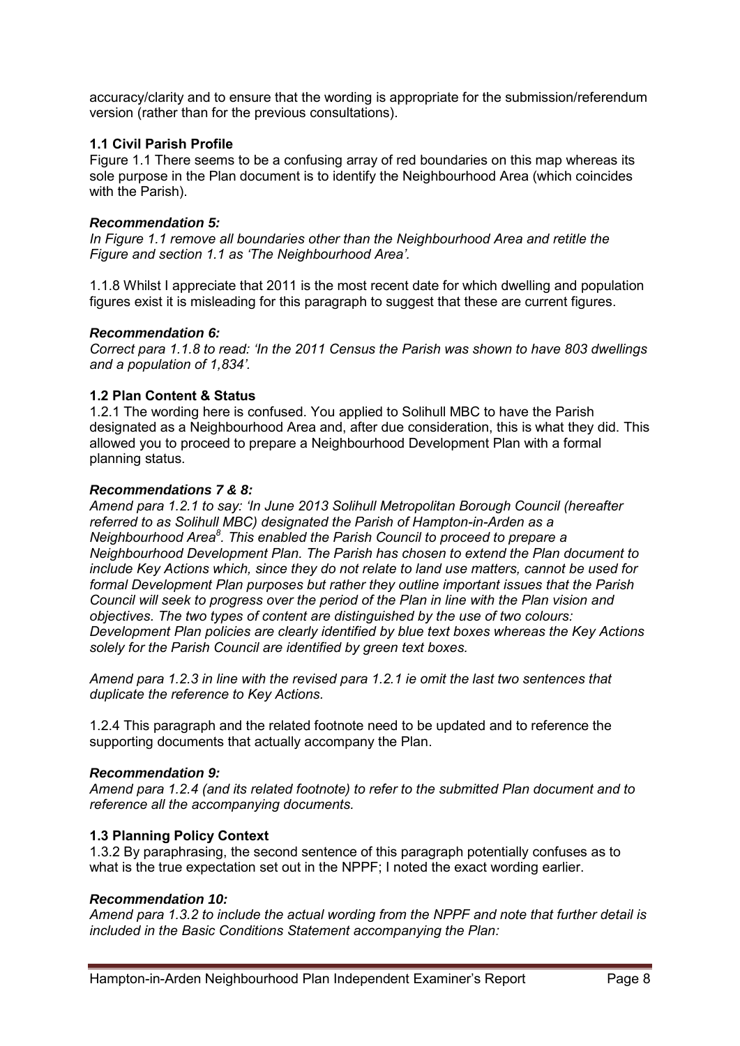accuracy/clarity and to ensure that the wording is appropriate for the submission/referendum version (rather than for the previous consultations).

**1.1 Civil Parish Profile**

Figure 1.1 There seems to be a confusing array of red boundaries on this map whereas its sole purpose in the Plan document is to identify the Neighbourhood Area (which coincides with the Parish).

***Recommendation 5:***

*In Figure 1.1 remove all boundaries other than the Neighbourhood Area and retitle the Figure and section 1.1 as 'The Neighbourhood Area'.*

1.1.8 Whilst I appreciate that 2011 is the most recent date for which dwelling and population figures exist it is misleading for this paragraph to suggest that these are current figures.

***Recommendation 6:***

*Correct para 1.1.8 to read: 'In the 2011 Census the Parish was shown to have 803 dwellings and a population of 1,834'.*

**1.2 Plan Content & Status**

1.2.1 The wording here is confused. You applied to Solihull MBC to have the Parish designated as a Neighbourhood Area and, after due consideration, this is what they did. This allowed you to proceed to prepare a Neighbourhood Development Plan with a formal planning status.

***Recommendations 7 & 8:***

*Amend para 1.2.1 to say: 'In June 2013 Solihull Metropolitan Borough Council (hereafter referred to as Solihull MBC) designated the Parish of Hampton-in-Arden as a Neighbourhood Area[8]. This enabled the Parish Council to proceed to prepare a Neighbourhood Development Plan. The Parish has chosen to extend the Plan document to include Key Actions which, since they do not relate to land use matters, cannot be used for formal Development Plan purposes but rather they outline important issues that the Parish Council will seek to progress over the period of the Plan in line with the Plan vision and objectives. The two types of content are distinguished by the use of two colours: Development Plan policies are clearly identified by blue text boxes whereas the Key Actions solely for the Parish Council are identified by green text boxes.*

*Amend para 1.2.3 in line with the revised para 1.2.1 ie omit the last two sentences that duplicate the reference to Key Actions.*

1.2.4 This paragraph and the related footnote need to be updated and to reference the supporting documents that actually accompany the Plan.

***Recommendation 9:***

*Amend para 1.2.4 (and its related footnote) to refer to the submitted Plan document and to reference all the accompanying documents.*

**1.3 Planning Policy Context**

1.3.2 By paraphrasing, the second sentence of this paragraph potentially confuses as to what is the true expectation set out in the NPPF; I noted the exact wording earlier.

***Recommendation 10:***

*Amend para 1.3.2 to include the actual wording from the NPPF and note that further detail is included in the Basic Conditions Statement accompanying the Plan:*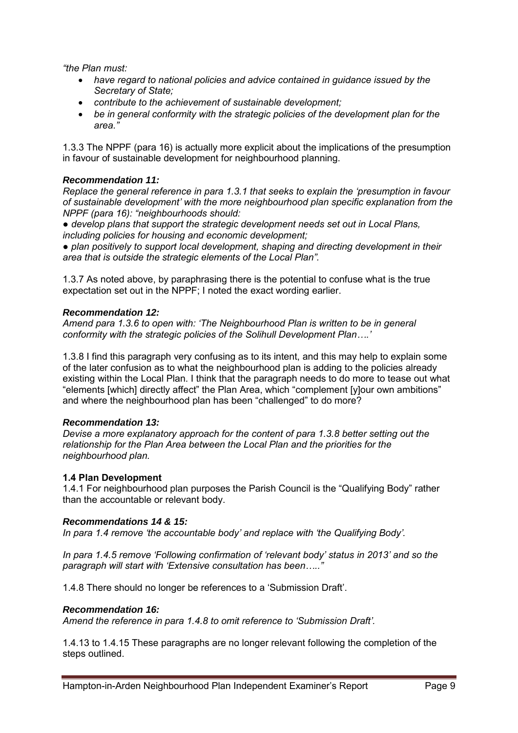*"the Plan must:*

- *have regard to national policies and advice contained in guidance issued by the Secretary of State;*
- *contribute to the achievement of sustainable development;*
- *be in general conformity with the strategic policies of the development plan for the area."*

1.3.3 The NPPF (para 16) is actually more explicit about the implications of the presumption in favour of sustainable development for neighbourhood planning.

***Recommendation 11:***
*Replace the general reference in para 1.3.1 that seeks to explain the 'presumption in favour of sustainable development' with the more neighbourhood plan specific explanation from the NPPF (para 16): "neighbourhoods should:*

*● develop plans that support the strategic development needs set out in Local Plans, including policies for housing and economic development;*

*● plan positively to support local development, shaping and directing development in their area that is outside the strategic elements of the Local Plan".*

1.3.7 As noted above, by paraphrasing there is the potential to confuse what is the true expectation set out in the NPPF; I noted the exact wording earlier.

***Recommendation 12:***
*Amend para 1.3.6 to open with: 'The Neighbourhood Plan is written to be in general conformity with the strategic policies of the Solihull Development Plan….'*

1.3.8 I find this paragraph very confusing as to its intent, and this may help to explain some of the later confusion as to what the neighbourhood plan is adding to the policies already existing within the Local Plan. I think that the paragraph needs to do more to tease out what "elements [which] directly affect" the Plan Area, which "complement [y]our own ambitions" and where the neighbourhood plan has been "challenged" to do more?

***Recommendation 13:***
*Devise a more explanatory approach for the content of para 1.3.8 better setting out the relationship for the Plan Area between the Local Plan and the priorities for the neighbourhood plan.*

**1.4 Plan Development**

1.4.1 For neighbourhood plan purposes the Parish Council is the "Qualifying Body" rather than the accountable or relevant body.

***Recommendations 14 & 15:***
*In para 1.4 remove 'the accountable body' and replace with 'the Qualifying Body'.*

*In para 1.4.5 remove 'Following confirmation of 'relevant body' status in 2013' and so the paragraph will start with 'Extensive consultation has been….."*

1.4.8 There should no longer be references to a 'Submission Draft'.

***Recommendation 16:***
*Amend the reference in para 1.4.8 to omit reference to 'Submission Draft'.*

1.4.13 to 1.4.15 These paragraphs are no longer relevant following the completion of the steps outlined.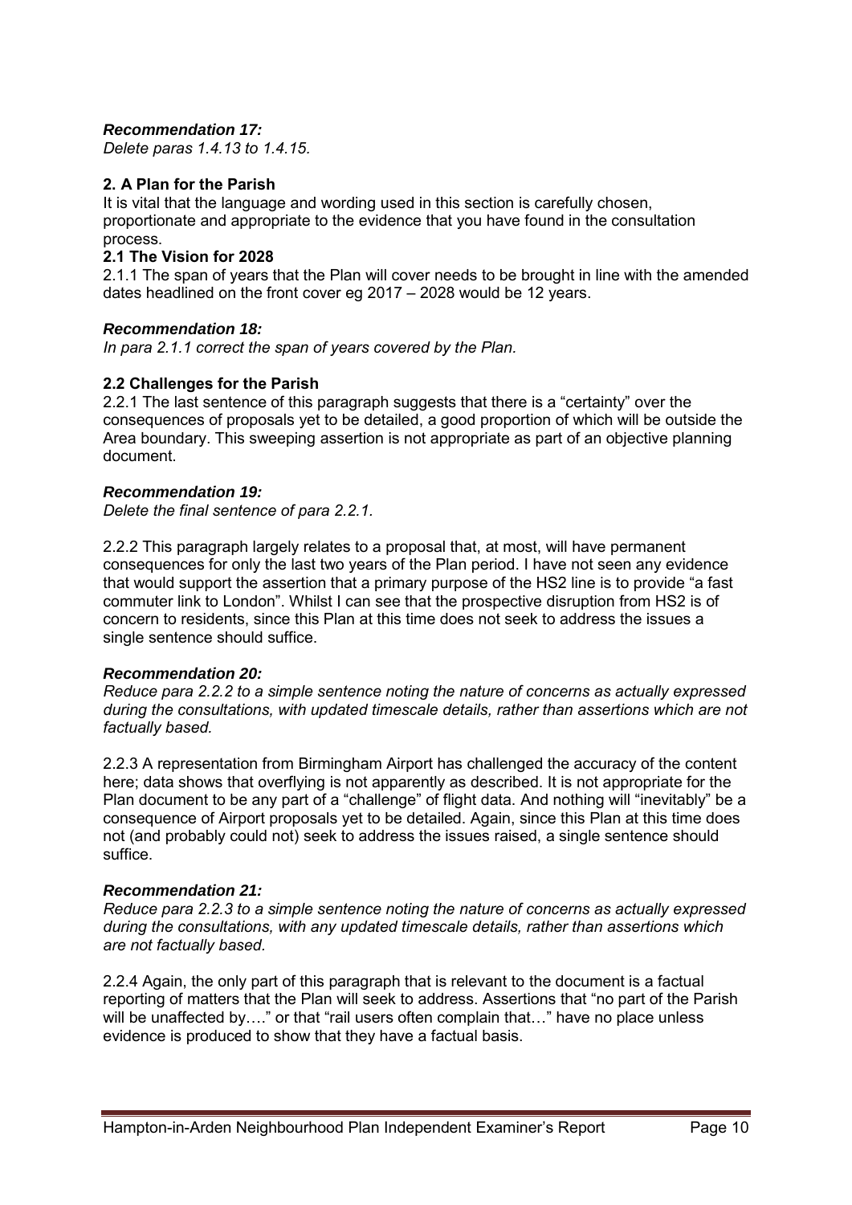***Recommendation 17:***
*Delete paras 1.4.13 to 1.4.15.*

## 2. A Plan for the Parish

It is vital that the language and wording used in this section is carefully chosen, proportionate and appropriate to the evidence that you have found in the consultation process.

### 2.1 The Vision for 2028

2.1.1 The span of years that the Plan will cover needs to be brought in line with the amended dates headlined on the front cover eg 2017 – 2028 would be 12 years.

***Recommendation 18:***
*In para 2.1.1 correct the span of years covered by the Plan.*

### 2.2 Challenges for the Parish

2.2.1 The last sentence of this paragraph suggests that there is a "certainty" over the consequences of proposals yet to be detailed, a good proportion of which will be outside the Area boundary. This sweeping assertion is not appropriate as part of an objective planning document.

***Recommendation 19:***
*Delete the final sentence of para 2.2.1.*

2.2.2 This paragraph largely relates to a proposal that, at most, will have permanent consequences for only the last two years of the Plan period. I have not seen any evidence that would support the assertion that a primary purpose of the HS2 line is to provide "a fast commuter link to London". Whilst I can see that the prospective disruption from HS2 is of concern to residents, since this Plan at this time does not seek to address the issues a single sentence should suffice.

***Recommendation 20:***
*Reduce para 2.2.2 to a simple sentence noting the nature of concerns as actually expressed during the consultations, with updated timescale details, rather than assertions which are not factually based.*

2.2.3 A representation from Birmingham Airport has challenged the accuracy of the content here; data shows that overflying is not apparently as described. It is not appropriate for the Plan document to be any part of a "challenge" of flight data. And nothing will "inevitably" be a consequence of Airport proposals yet to be detailed. Again, since this Plan at this time does not (and probably could not) seek to address the issues raised, a single sentence should suffice.

***Recommendation 21:***
*Reduce para 2.2.3 to a simple sentence noting the nature of concerns as actually expressed during the consultations, with any updated timescale details, rather than assertions which are not factually based.*

2.2.4 Again, the only part of this paragraph that is relevant to the document is a factual reporting of matters that the Plan will seek to address. Assertions that "no part of the Parish will be unaffected by…." or that "rail users often complain that…" have no place unless evidence is produced to show that they have a factual basis.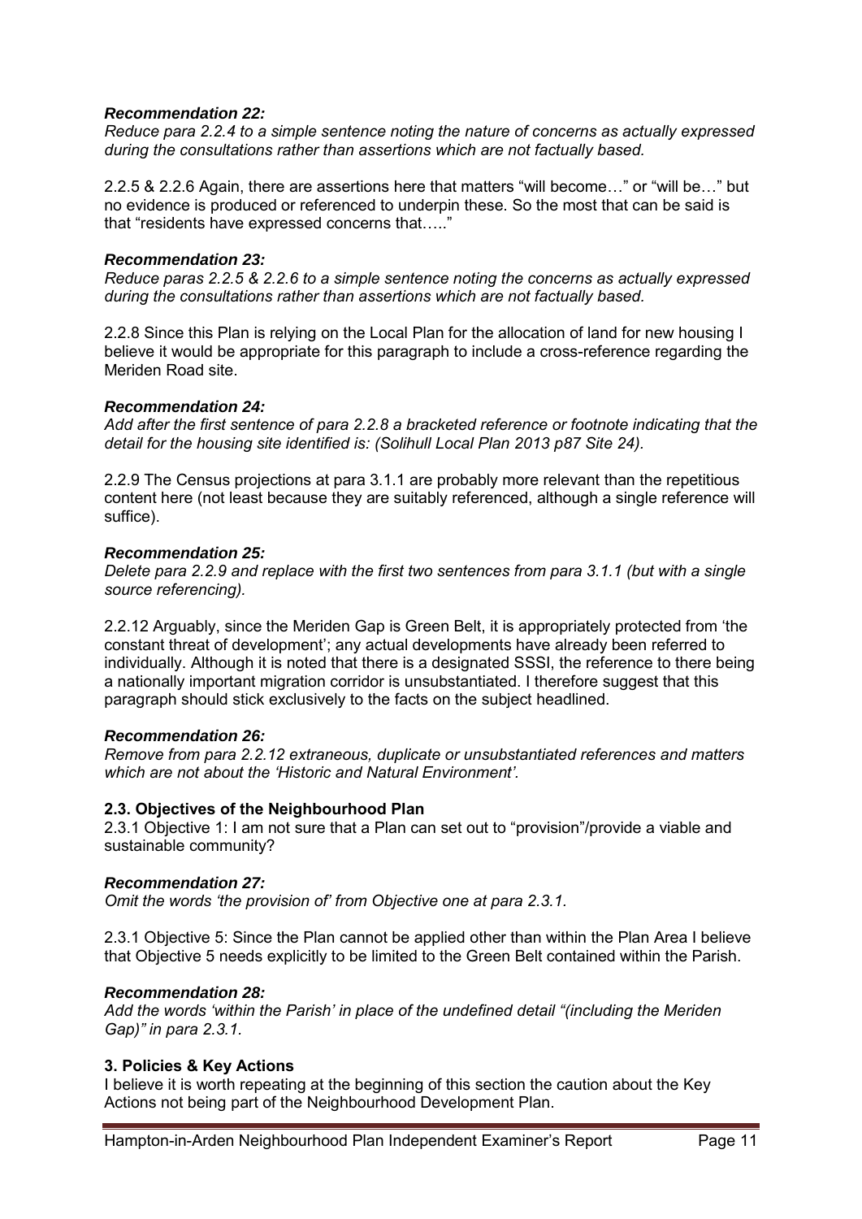***Recommendation 22:***
*Reduce para 2.2.4 to a simple sentence noting the nature of concerns as actually expressed during the consultations rather than assertions which are not factually based.*

2.2.5 & 2.2.6 Again, there are assertions here that matters "will become…" or "will be…" but no evidence is produced or referenced to underpin these. So the most that can be said is that "residents have expressed concerns that….."

***Recommendation 23:***
*Reduce paras 2.2.5 & 2.2.6 to a simple sentence noting the concerns as actually expressed during the consultations rather than assertions which are not factually based.*

2.2.8 Since this Plan is relying on the Local Plan for the allocation of land for new housing I believe it would be appropriate for this paragraph to include a cross-reference regarding the Meriden Road site.

***Recommendation 24:***
*Add after the first sentence of para 2.2.8 a bracketed reference or footnote indicating that the detail for the housing site identified is: (Solihull Local Plan 2013 p87 Site 24).*

2.2.9 The Census projections at para 3.1.1 are probably more relevant than the repetitious content here (not least because they are suitably referenced, although a single reference will suffice).

***Recommendation 25:***
*Delete para 2.2.9 and replace with the first two sentences from para 3.1.1 (but with a single source referencing).*

2.2.12 Arguably, since the Meriden Gap is Green Belt, it is appropriately protected from 'the constant threat of development'; any actual developments have already been referred to individually. Although it is noted that there is a designated SSSI, the reference to there being a nationally important migration corridor is unsubstantiated. I therefore suggest that this paragraph should stick exclusively to the facts on the subject headlined.

***Recommendation 26:***
*Remove from para 2.2.12 extraneous, duplicate or unsubstantiated references and matters which are not about the 'Historic and Natural Environment'.*

**2.3. Objectives of the Neighbourhood Plan**

2.3.1 Objective 1: I am not sure that a Plan can set out to "provision"/provide a viable and sustainable community?

***Recommendation 27:***
*Omit the words 'the provision of' from Objective one at para 2.3.1.*

2.3.1 Objective 5: Since the Plan cannot be applied other than within the Plan Area I believe that Objective 5 needs explicitly to be limited to the Green Belt contained within the Parish.

***Recommendation 28:***
*Add the words 'within the Parish' in place of the undefined detail "(including the Meriden Gap)" in para 2.3.1.*

**3. Policies & Key Actions**

I believe it is worth repeating at the beginning of this section the caution about the Key Actions not being part of the Neighbourhood Development Plan.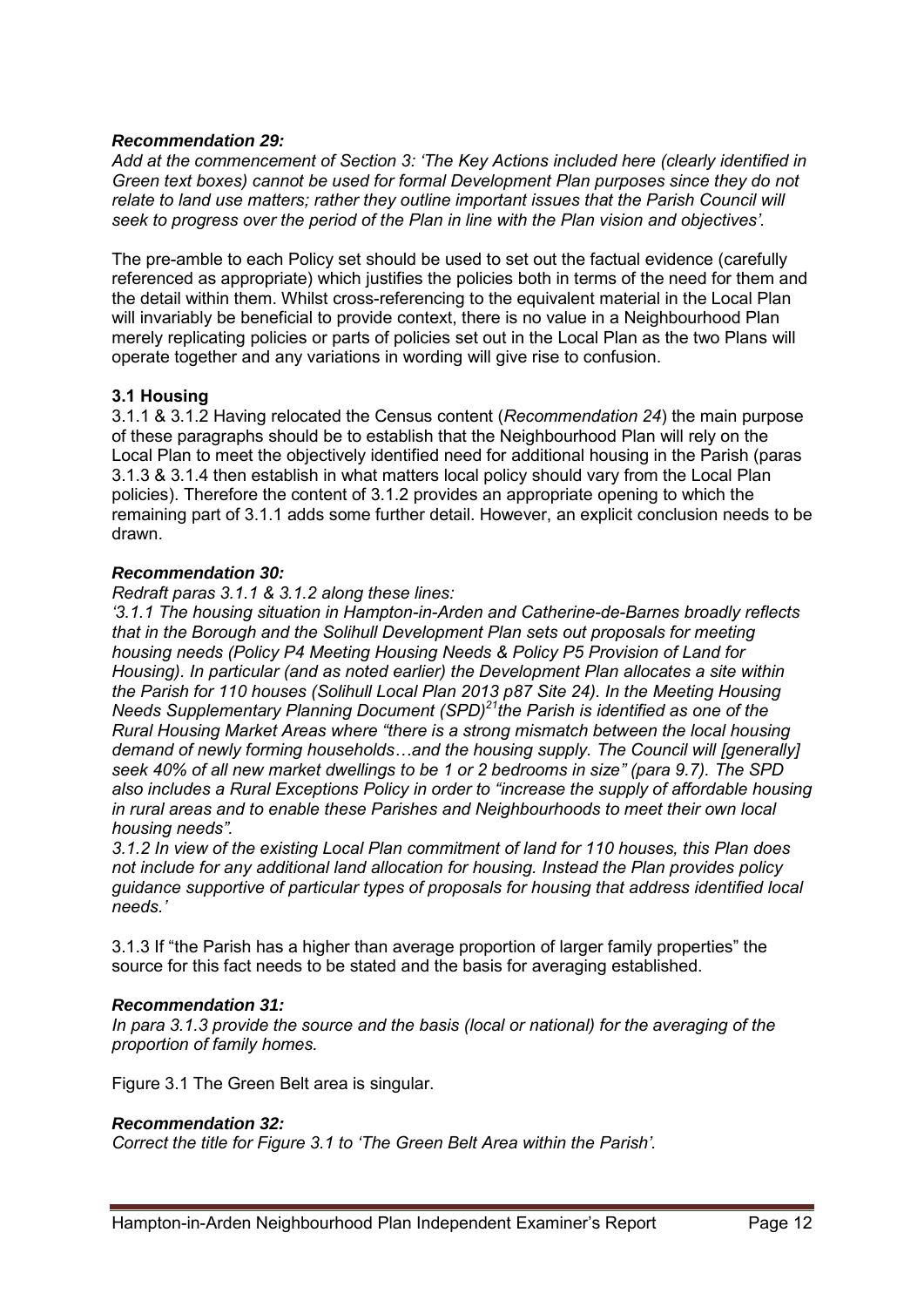***Recommendation 29:***
*Add at the commencement of Section 3: 'The Key Actions included here (clearly identified in Green text boxes) cannot be used for formal Development Plan purposes since they do not relate to land use matters; rather they outline important issues that the Parish Council will seek to progress over the period of the Plan in line with the Plan vision and objectives'.*

The pre-amble to each Policy set should be used to set out the factual evidence (carefully referenced as appropriate) which justifies the policies both in terms of the need for them and the detail within them. Whilst cross-referencing to the equivalent material in the Local Plan will invariably be beneficial to provide context, there is no value in a Neighbourhood Plan merely replicating policies or parts of policies set out in the Local Plan as the two Plans will operate together and any variations in wording will give rise to confusion.

**3.1 Housing**

3.1.1 & 3.1.2 Having relocated the Census content (*Recommendation 24*) the main purpose of these paragraphs should be to establish that the Neighbourhood Plan will rely on the Local Plan to meet the objectively identified need for additional housing in the Parish (paras 3.1.3 & 3.1.4 then establish in what matters local policy should vary from the Local Plan policies). Therefore the content of 3.1.2 provides an appropriate opening to which the remaining part of 3.1.1 adds some further detail. However, an explicit conclusion needs to be drawn.

***Recommendation 30:***
*Redraft paras 3.1.1 & 3.1.2 along these lines:*
*'3.1.1 The housing situation in Hampton-in-Arden and Catherine-de-Barnes broadly reflects that in the Borough and the Solihull Development Plan sets out proposals for meeting housing needs (Policy P4 Meeting Housing Needs & Policy P5 Provision of Land for Housing). In particular (and as noted earlier) the Development Plan allocates a site within the Parish for 110 houses (Solihull Local Plan 2013 p87 Site 24). In the Meeting Housing Needs Supplementary Planning Document (SPD)[21] the Parish is identified as one of the Rural Housing Market Areas where "there is a strong mismatch between the local housing demand of newly forming households…and the housing supply. The Council will [generally] seek 40% of all new market dwellings to be 1 or 2 bedrooms in size" (para 9.7). The SPD also includes a Rural Exceptions Policy in order to "increase the supply of affordable housing in rural areas and to enable these Parishes and Neighbourhoods to meet their own local housing needs".*
*3.1.2 In view of the existing Local Plan commitment of land for 110 houses, this Plan does not include for any additional land allocation for housing. Instead the Plan provides policy guidance supportive of particular types of proposals for housing that address identified local needs.'*

3.1.3 If "the Parish has a higher than average proportion of larger family properties" the source for this fact needs to be stated and the basis for averaging established.

***Recommendation 31:***
*In para 3.1.3 provide the source and the basis (local or national) for the averaging of the proportion of family homes.*

Figure 3.1 The Green Belt area is singular.

***Recommendation 32:***
*Correct the title for Figure 3.1 to 'The Green Belt Area within the Parish'.*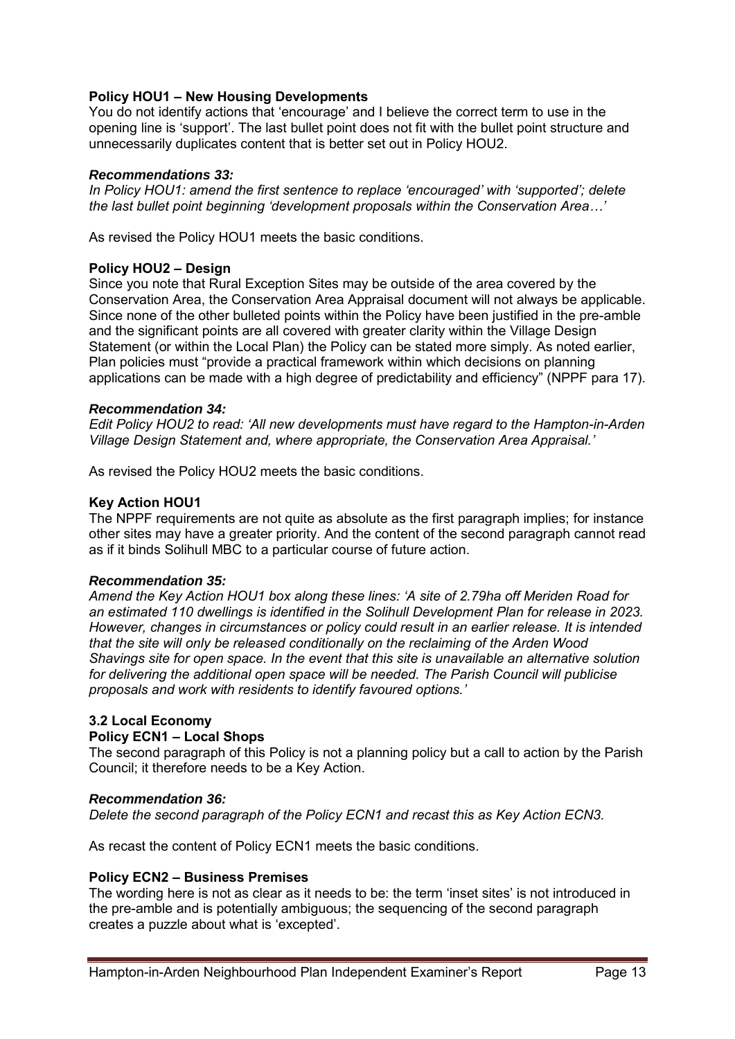**Policy HOU1 – New Housing Developments**

You do not identify actions that 'encourage' and I believe the correct term to use in the opening line is 'support'. The last bullet point does not fit with the bullet point structure and unnecessarily duplicates content that is better set out in Policy HOU2.

***Recommendations 33:***

*In Policy HOU1: amend the first sentence to replace 'encouraged' with 'supported'; delete the last bullet point beginning 'development proposals within the Conservation Area…'*

As revised the Policy HOU1 meets the basic conditions.

**Policy HOU2 – Design**

Since you note that Rural Exception Sites may be outside of the area covered by the Conservation Area, the Conservation Area Appraisal document will not always be applicable. Since none of the other bulleted points within the Policy have been justified in the pre-amble and the significant points are all covered with greater clarity within the Village Design Statement (or within the Local Plan) the Policy can be stated more simply. As noted earlier, Plan policies must "provide a practical framework within which decisions on planning applications can be made with a high degree of predictability and efficiency" (NPPF para 17).

***Recommendation 34:***

*Edit Policy HOU2 to read: 'All new developments must have regard to the Hampton-in-Arden Village Design Statement and, where appropriate, the Conservation Area Appraisal.'*

As revised the Policy HOU2 meets the basic conditions.

**Key Action HOU1**

The NPPF requirements are not quite as absolute as the first paragraph implies; for instance other sites may have a greater priority. And the content of the second paragraph cannot read as if it binds Solihull MBC to a particular course of future action.

***Recommendation 35:***

*Amend the Key Action HOU1 box along these lines: 'A site of 2.79ha off Meriden Road for an estimated 110 dwellings is identified in the Solihull Development Plan for release in 2023. However, changes in circumstances or policy could result in an earlier release. It is intended that the site will only be released conditionally on the reclaiming of the Arden Wood Shavings site for open space. In the event that this site is unavailable an alternative solution for delivering the additional open space will be needed. The Parish Council will publicise proposals and work with residents to identify favoured options.'*

**3.2 Local Economy**

**Policy ECN1 – Local Shops**

The second paragraph of this Policy is not a planning policy but a call to action by the Parish Council; it therefore needs to be a Key Action.

***Recommendation 36:***

*Delete the second paragraph of the Policy ECN1 and recast this as Key Action ECN3.*

As recast the content of Policy ECN1 meets the basic conditions.

**Policy ECN2 – Business Premises**

The wording here is not as clear as it needs to be: the term 'inset sites' is not introduced in the pre-amble and is potentially ambiguous; the sequencing of the second paragraph creates a puzzle about what is 'excepted'.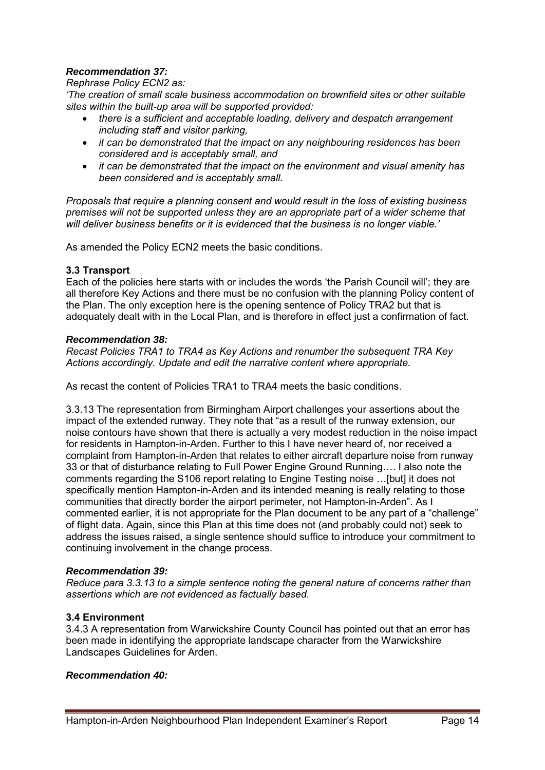***Recommendation 37:***

*Rephrase Policy ECN2 as:*

*'The creation of small scale business accommodation on brownfield sites or other suitable sites within the built-up area will be supported provided:*

- *there is a sufficient and acceptable loading, delivery and despatch arrangement including staff and visitor parking,*
- *it can be demonstrated that the impact on any neighbouring residences has been considered and is acceptably small, and*
- *it can be demonstrated that the impact on the environment and visual amenity has been considered and is acceptably small.*

*Proposals that require a planning consent and would result in the loss of existing business premises will not be supported unless they are an appropriate part of a wider scheme that will deliver business benefits or it is evidenced that the business is no longer viable.'*

As amended the Policy ECN2 meets the basic conditions.

**3.3 Transport**

Each of the policies here starts with or includes the words 'the Parish Council will'; they are all therefore Key Actions and there must be no confusion with the planning Policy content of the Plan. The only exception here is the opening sentence of Policy TRA2 but that is adequately dealt with in the Local Plan, and is therefore in effect just a confirmation of fact.

***Recommendation 38:***

*Recast Policies TRA1 to TRA4 as Key Actions and renumber the subsequent TRA Key Actions accordingly. Update and edit the narrative content where appropriate.*

As recast the content of Policies TRA1 to TRA4 meets the basic conditions.

3.3.13 The representation from Birmingham Airport challenges your assertions about the impact of the extended runway. They note that "as a result of the runway extension, our noise contours have shown that there is actually a very modest reduction in the noise impact for residents in Hampton-in-Arden. Further to this I have never heard of, nor received a complaint from Hampton-in-Arden that relates to either aircraft departure noise from runway 33 or that of disturbance relating to Full Power Engine Ground Running…. I also note the comments regarding the S106 report relating to Engine Testing noise …[but] it does not specifically mention Hampton-in-Arden and its intended meaning is really relating to those communities that directly border the airport perimeter, not Hampton-in-Arden". As I commented earlier, it is not appropriate for the Plan document to be any part of a "challenge" of flight data. Again, since this Plan at this time does not (and probably could not) seek to address the issues raised, a single sentence should suffice to introduce your commitment to continuing involvement in the change process.

***Recommendation 39:***

*Reduce para 3.3.13 to a simple sentence noting the general nature of concerns rather than assertions which are not evidenced as factually based.*

**3.4 Environment**

3.4.3 A representation from Warwickshire County Council has pointed out that an error has been made in identifying the appropriate landscape character from the Warwickshire Landscapes Guidelines for Arden.

***Recommendation 40:***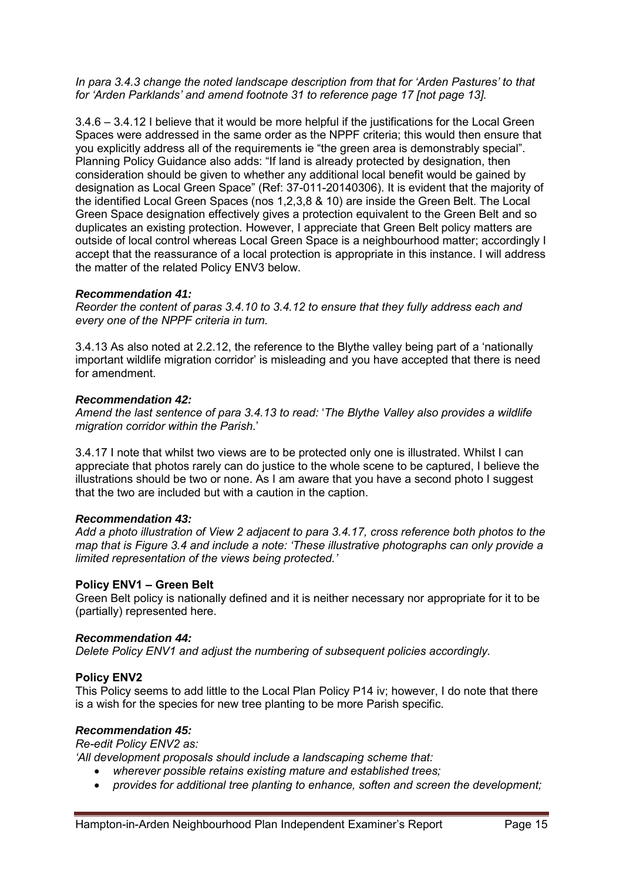*In para 3.4.3 change the noted landscape description from that for 'Arden Pastures' to that for 'Arden Parklands' and amend footnote 31 to reference page 17 [not page 13].*

3.4.6 – 3.4.12 I believe that it would be more helpful if the justifications for the Local Green Spaces were addressed in the same order as the NPPF criteria; this would then ensure that you explicitly address all of the requirements ie "the green area is demonstrably special". Planning Policy Guidance also adds: "If land is already protected by designation, then consideration should be given to whether any additional local benefit would be gained by designation as Local Green Space" (Ref: 37-011-20140306). It is evident that the majority of the identified Local Green Spaces (nos 1,2,3,8 & 10) are inside the Green Belt. The Local Green Space designation effectively gives a protection equivalent to the Green Belt and so duplicates an existing protection. However, I appreciate that Green Belt policy matters are outside of local control whereas Local Green Space is a neighbourhood matter; accordingly I accept that the reassurance of a local protection is appropriate in this instance. I will address the matter of the related Policy ENV3 below.

***Recommendation 41:***
*Reorder the content of paras 3.4.10 to 3.4.12 to ensure that they fully address each and every one of the NPPF criteria in turn.*

3.4.13 As also noted at 2.2.12, the reference to the Blythe valley being part of a 'nationally important wildlife migration corridor' is misleading and you have accepted that there is need for amendment.

***Recommendation 42:***
*Amend the last sentence of para 3.4.13 to read: 'The Blythe Valley also provides a wildlife migration corridor within the Parish.'*

3.4.17 I note that whilst two views are to be protected only one is illustrated. Whilst I can appreciate that photos rarely can do justice to the whole scene to be captured, I believe the illustrations should be two or none. As I am aware that you have a second photo I suggest that the two are included but with a caution in the caption.

***Recommendation 43:***
*Add a photo illustration of View 2 adjacent to para 3.4.17, cross reference both photos to the map that is Figure 3.4 and include a note: 'These illustrative photographs can only provide a limited representation of the views being protected.'*

**Policy ENV1 – Green Belt**

Green Belt policy is nationally defined and it is neither necessary nor appropriate for it to be (partially) represented here.

***Recommendation 44:***
*Delete Policy ENV1 and adjust the numbering of subsequent policies accordingly.*

**Policy ENV2**

This Policy seems to add little to the Local Plan Policy P14 iv; however, I do note that there is a wish for the species for new tree planting to be more Parish specific.

***Recommendation 45:***
*Re-edit Policy ENV2 as:*
*'All development proposals should include a landscaping scheme that:*

- *wherever possible retains existing mature and established trees;*
- *provides for additional tree planting to enhance, soften and screen the development;*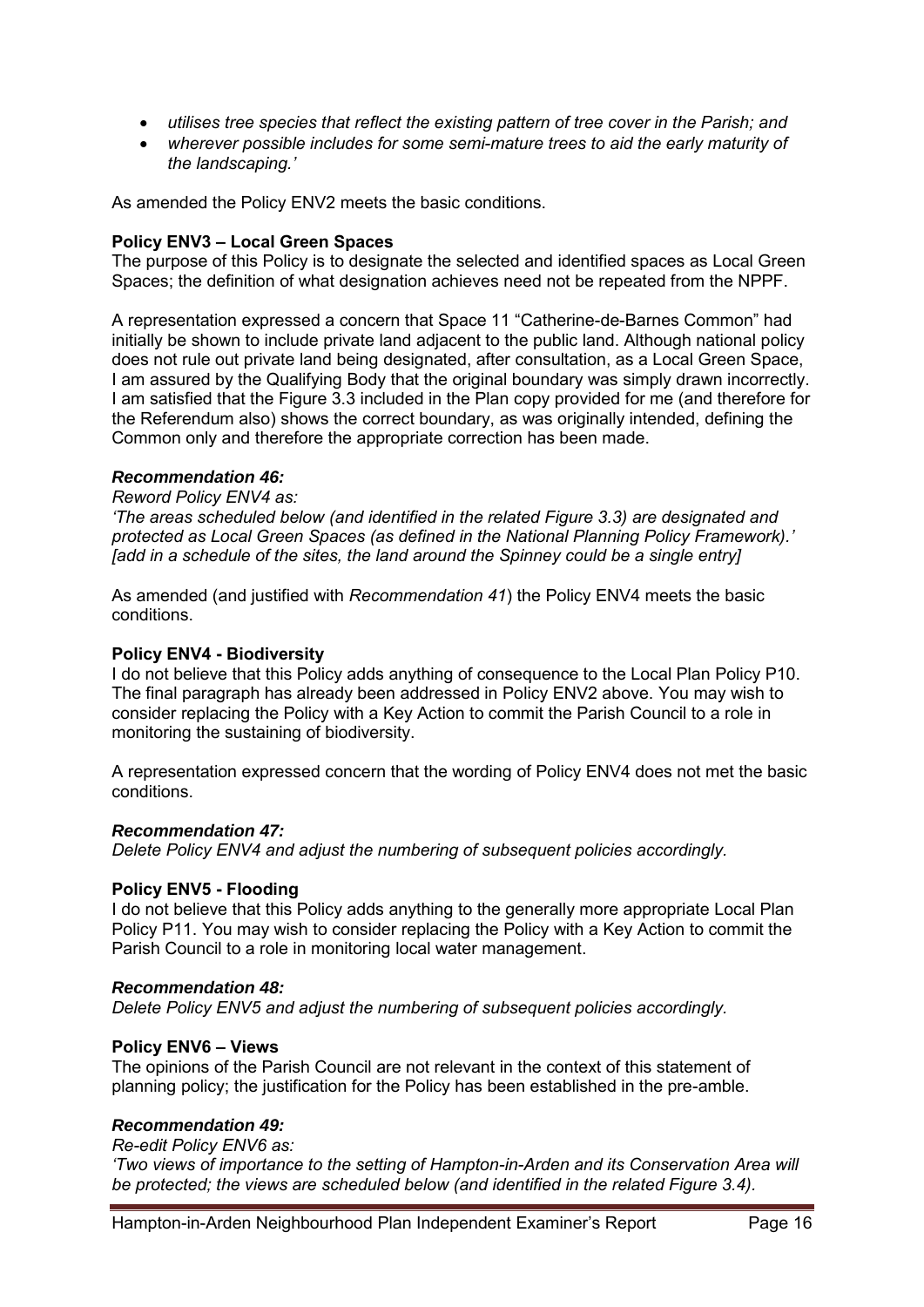- *utilises tree species that reflect the existing pattern of tree cover in the Parish; and*
- *wherever possible includes for some semi-mature trees to aid the early maturity of the landscaping.'*

As amended the Policy ENV2 meets the basic conditions.

**Policy ENV3 – Local Green Spaces**

The purpose of this Policy is to designate the selected and identified spaces as Local Green Spaces; the definition of what designation achieves need not be repeated from the NPPF.

A representation expressed a concern that Space 11 "Catherine-de-Barnes Common" had initially be shown to include private land adjacent to the public land. Although national policy does not rule out private land being designated, after consultation, as a Local Green Space, I am assured by the Qualifying Body that the original boundary was simply drawn incorrectly. I am satisfied that the Figure 3.3 included in the Plan copy provided for me (and therefore for the Referendum also) shows the correct boundary, as was originally intended, defining the Common only and therefore the appropriate correction has been made.

***Recommendation 46:***

*Reword Policy ENV4 as:*

*'The areas scheduled below (and identified in the related Figure 3.3) are designated and protected as Local Green Spaces (as defined in the National Planning Policy Framework).'* *[add in a schedule of the sites, the land around the Spinney could be a single entry]*

As amended (and justified with *Recommendation 41*) the Policy ENV4 meets the basic conditions.

**Policy ENV4 - Biodiversity**

I do not believe that this Policy adds anything of consequence to the Local Plan Policy P10. The final paragraph has already been addressed in Policy ENV2 above. You may wish to consider replacing the Policy with a Key Action to commit the Parish Council to a role in monitoring the sustaining of biodiversity.

A representation expressed concern that the wording of Policy ENV4 does not met the basic conditions.

***Recommendation 47:***

*Delete Policy ENV4 and adjust the numbering of subsequent policies accordingly.*

**Policy ENV5 - Flooding**

I do not believe that this Policy adds anything to the generally more appropriate Local Plan Policy P11. You may wish to consider replacing the Policy with a Key Action to commit the Parish Council to a role in monitoring local water management.

***Recommendation 48:***

*Delete Policy ENV5 and adjust the numbering of subsequent policies accordingly.*

**Policy ENV6 – Views**

The opinions of the Parish Council are not relevant in the context of this statement of planning policy; the justification for the Policy has been established in the pre-amble.

***Recommendation 49:***

*Re-edit Policy ENV6 as:*

*'Two views of importance to the setting of Hampton-in-Arden and its Conservation Area will be protected; the views are scheduled below (and identified in the related Figure 3.4).*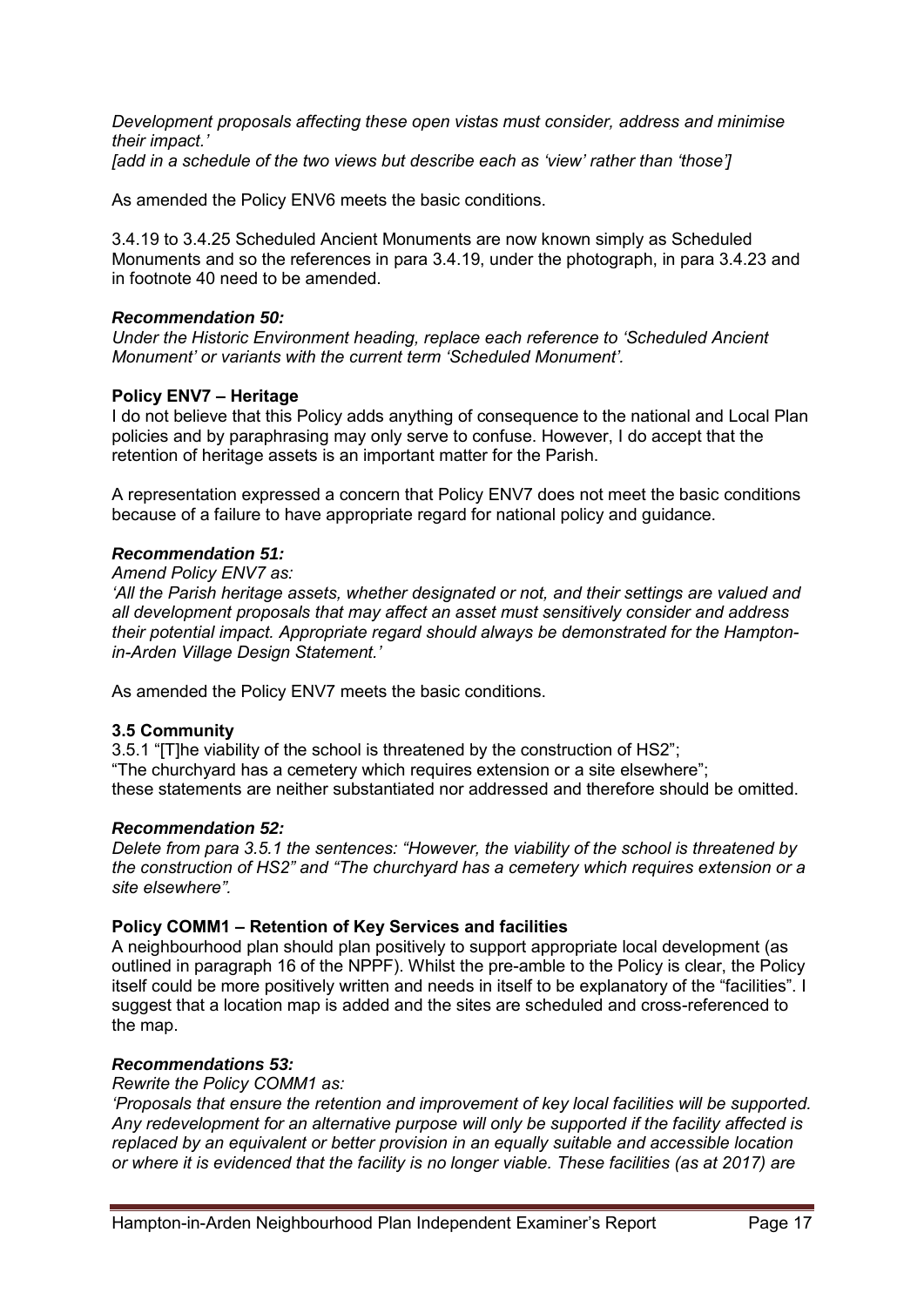*Development proposals affecting these open vistas must consider, address and minimise their impact.'*
*[add in a schedule of the two views but describe each as 'view' rather than 'those']*

As amended the Policy ENV6 meets the basic conditions.

3.4.19 to 3.4.25 Scheduled Ancient Monuments are now known simply as Scheduled Monuments and so the references in para 3.4.19, under the photograph, in para 3.4.23 and in footnote 40 need to be amended.

***Recommendation 50:***
*Under the Historic Environment heading, replace each reference to 'Scheduled Ancient Monument' or variants with the current term 'Scheduled Monument'.*

**Policy ENV7 – Heritage**
I do not believe that this Policy adds anything of consequence to the national and Local Plan policies and by paraphrasing may only serve to confuse. However, I do accept that the retention of heritage assets is an important matter for the Parish.

A representation expressed a concern that Policy ENV7 does not meet the basic conditions because of a failure to have appropriate regard for national policy and guidance.

***Recommendation 51:***
*Amend Policy ENV7 as:*
*'All the Parish heritage assets, whether designated or not, and their settings are valued and all development proposals that may affect an asset must sensitively consider and address their potential impact. Appropriate regard should always be demonstrated for the Hampton-in-Arden Village Design Statement.'*

As amended the Policy ENV7 meets the basic conditions.

**3.5 Community**
3.5.1 "[T]he viability of the school is threatened by the construction of HS2";
"The churchyard has a cemetery which requires extension or a site elsewhere";
these statements are neither substantiated nor addressed and therefore should be omitted.

***Recommendation 52:***
*Delete from para 3.5.1 the sentences: "However, the viability of the school is threatened by the construction of HS2" and "The churchyard has a cemetery which requires extension or a site elsewhere".*

**Policy COMM1 – Retention of Key Services and facilities**
A neighbourhood plan should plan positively to support appropriate local development (as outlined in paragraph 16 of the NPPF). Whilst the pre-amble to the Policy is clear, the Policy itself could be more positively written and needs in itself to be explanatory of the "facilities". I suggest that a location map is added and the sites are scheduled and cross-referenced to the map.

***Recommendations 53:***
*Rewrite the Policy COMM1 as:*
*'Proposals that ensure the retention and improvement of key local facilities will be supported. Any redevelopment for an alternative purpose will only be supported if the facility affected is replaced by an equivalent or better provision in an equally suitable and accessible location or where it is evidenced that the facility is no longer viable. These facilities (as at 2017) are*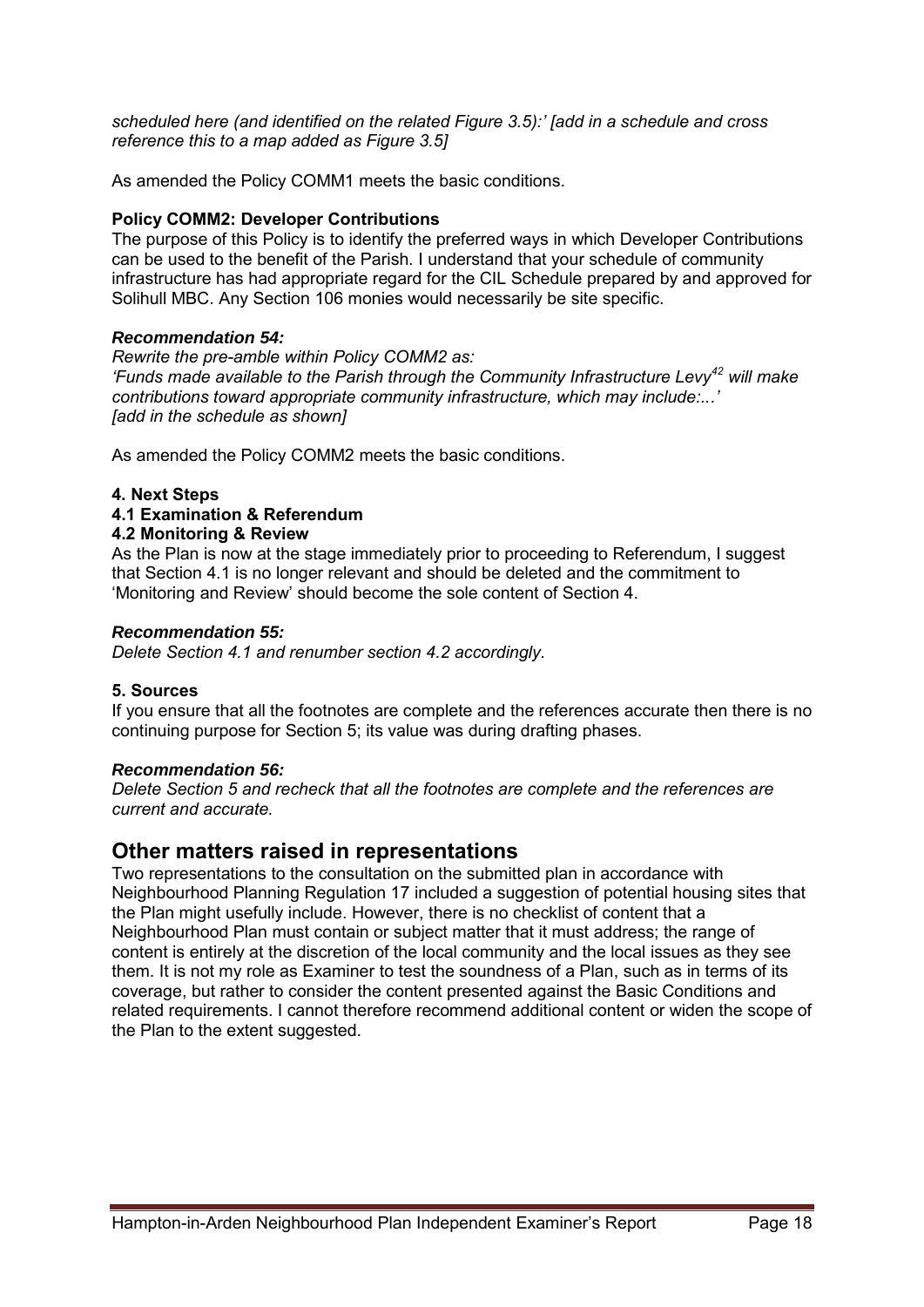*scheduled here (and identified on the related Figure 3.5):' [add in a schedule and cross reference this to a map added as Figure 3.5]*

As amended the Policy COMM1 meets the basic conditions.

**Policy COMM2: Developer Contributions**

The purpose of this Policy is to identify the preferred ways in which Developer Contributions can be used to the benefit of the Parish. I understand that your schedule of community infrastructure has had appropriate regard for the CIL Schedule prepared by and approved for Solihull MBC. Any Section 106 monies would necessarily be site specific.

***Recommendation 54:***

*Rewrite the pre-amble within Policy COMM2 as:*
*'Funds made available to the Parish through the Community Infrastructure Levy[42] will make contributions toward appropriate community infrastructure, which may include:...'*
*[add in the schedule as shown]*

As amended the Policy COMM2 meets the basic conditions.

**4. Next Steps**

**4.1 Examination & Referendum**

**4.2 Monitoring & Review**

As the Plan is now at the stage immediately prior to proceeding to Referendum, I suggest that Section 4.1 is no longer relevant and should be deleted and the commitment to 'Monitoring and Review' should become the sole content of Section 4.

***Recommendation 55:***

*Delete Section 4.1 and renumber section 4.2 accordingly.*

**5. Sources**

If you ensure that all the footnotes are complete and the references accurate then there is no continuing purpose for Section 5; its value was during drafting phases.

***Recommendation 56:***

*Delete Section 5 and recheck that all the footnotes are complete and the references are current and accurate.*

## Other matters raised in representations

Two representations to the consultation on the submitted plan in accordance with Neighbourhood Planning Regulation 17 included a suggestion of potential housing sites that the Plan might usefully include. However, there is no checklist of content that a Neighbourhood Plan must contain or subject matter that it must address; the range of content is entirely at the discretion of the local community and the local issues as they see them. It is not my role as Examiner to test the soundness of a Plan, such as in terms of its coverage, but rather to consider the content presented against the Basic Conditions and related requirements. I cannot therefore recommend additional content or widen the scope of the Plan to the extent suggested.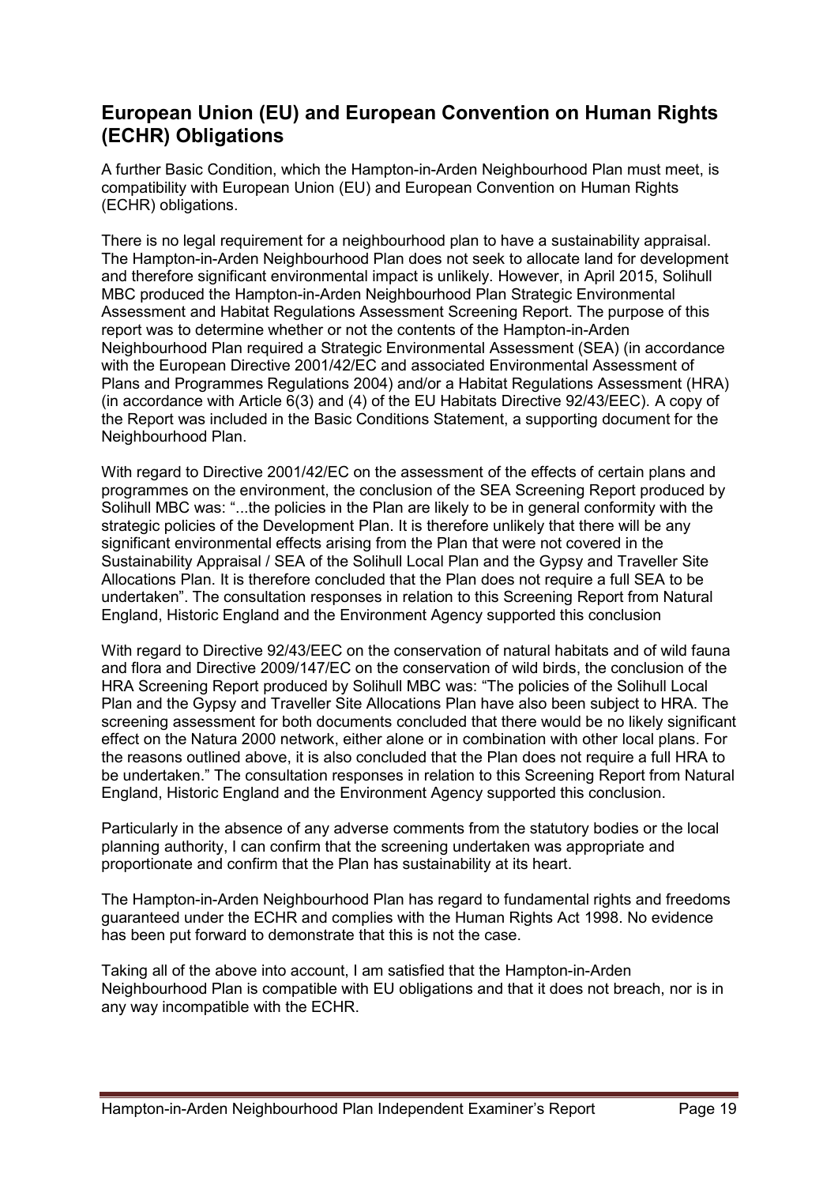## European Union (EU) and European Convention on Human Rights (ECHR) Obligations

A further Basic Condition, which the Hampton-in-Arden Neighbourhood Plan must meet, is compatibility with European Union (EU) and European Convention on Human Rights (ECHR) obligations.

There is no legal requirement for a neighbourhood plan to have a sustainability appraisal. The Hampton-in-Arden Neighbourhood Plan does not seek to allocate land for development and therefore significant environmental impact is unlikely. However, in April 2015, Solihull MBC produced the Hampton-in-Arden Neighbourhood Plan Strategic Environmental Assessment and Habitat Regulations Assessment Screening Report. The purpose of this report was to determine whether or not the contents of the Hampton-in-Arden Neighbourhood Plan required a Strategic Environmental Assessment (SEA) (in accordance with the European Directive 2001/42/EC and associated Environmental Assessment of Plans and Programmes Regulations 2004) and/or a Habitat Regulations Assessment (HRA) (in accordance with Article 6(3) and (4) of the EU Habitats Directive 92/43/EEC). A copy of the Report was included in the Basic Conditions Statement, a supporting document for the Neighbourhood Plan.

With regard to Directive 2001/42/EC on the assessment of the effects of certain plans and programmes on the environment, the conclusion of the SEA Screening Report produced by Solihull MBC was: "...the policies in the Plan are likely to be in general conformity with the strategic policies of the Development Plan. It is therefore unlikely that there will be any significant environmental effects arising from the Plan that were not covered in the Sustainability Appraisal / SEA of the Solihull Local Plan and the Gypsy and Traveller Site Allocations Plan. It is therefore concluded that the Plan does not require a full SEA to be undertaken". The consultation responses in relation to this Screening Report from Natural England, Historic England and the Environment Agency supported this conclusion

With regard to Directive 92/43/EEC on the conservation of natural habitats and of wild fauna and flora and Directive 2009/147/EC on the conservation of wild birds, the conclusion of the HRA Screening Report produced by Solihull MBC was: "The policies of the Solihull Local Plan and the Gypsy and Traveller Site Allocations Plan have also been subject to HRA. The screening assessment for both documents concluded that there would be no likely significant effect on the Natura 2000 network, either alone or in combination with other local plans. For the reasons outlined above, it is also concluded that the Plan does not require a full HRA to be undertaken." The consultation responses in relation to this Screening Report from Natural England, Historic England and the Environment Agency supported this conclusion.

Particularly in the absence of any adverse comments from the statutory bodies or the local planning authority, I can confirm that the screening undertaken was appropriate and proportionate and confirm that the Plan has sustainability at its heart.

The Hampton-in-Arden Neighbourhood Plan has regard to fundamental rights and freedoms guaranteed under the ECHR and complies with the Human Rights Act 1998. No evidence has been put forward to demonstrate that this is not the case.

Taking all of the above into account, I am satisfied that the Hampton-in-Arden Neighbourhood Plan is compatible with EU obligations and that it does not breach, nor is in any way incompatible with the ECHR.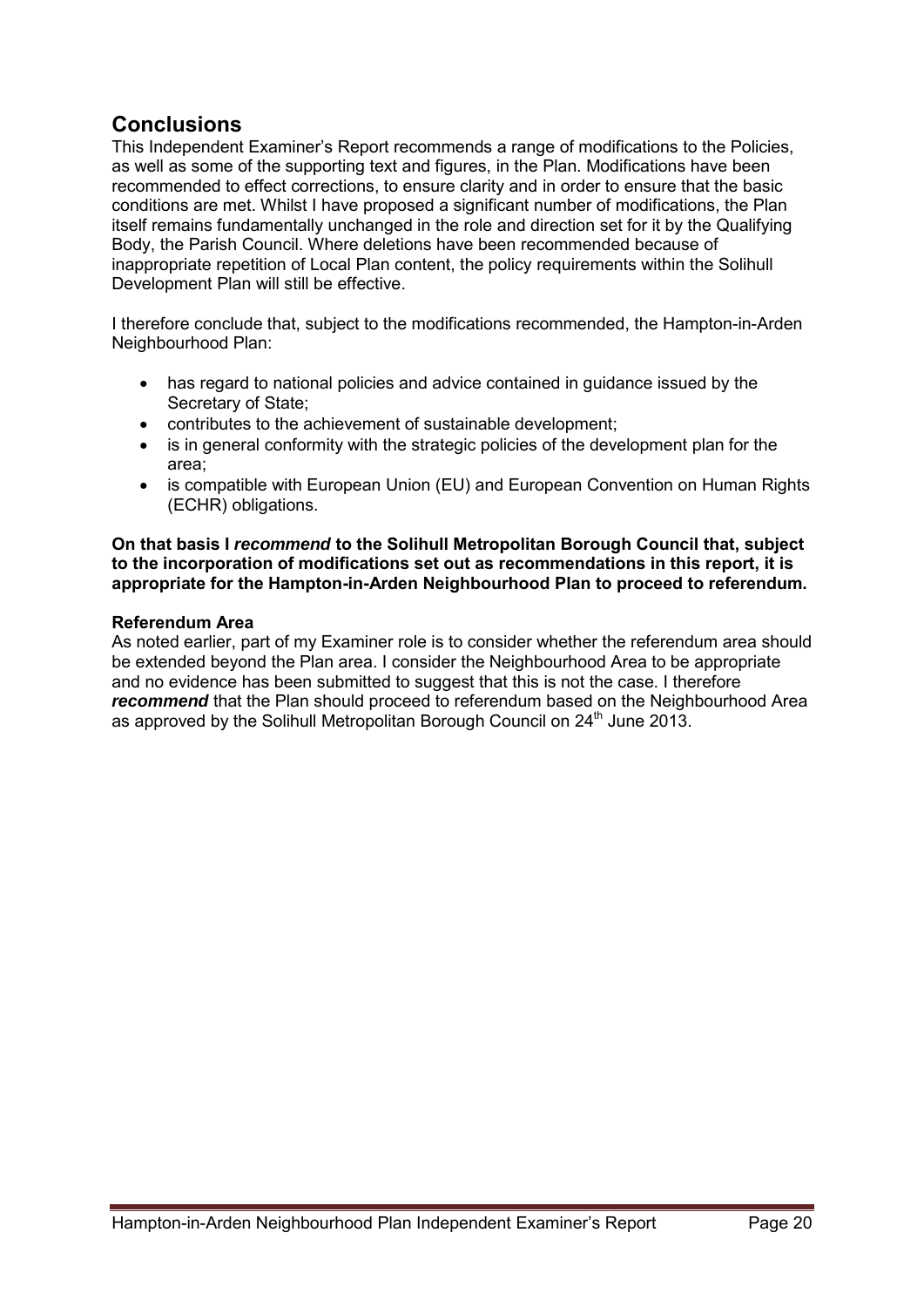## Conclusions

This Independent Examiner's Report recommends a range of modifications to the Policies, as well as some of the supporting text and figures, in the Plan. Modifications have been recommended to effect corrections, to ensure clarity and in order to ensure that the basic conditions are met. Whilst I have proposed a significant number of modifications, the Plan itself remains fundamentally unchanged in the role and direction set for it by the Qualifying Body, the Parish Council. Where deletions have been recommended because of inappropriate repetition of Local Plan content, the policy requirements within the Solihull Development Plan will still be effective.

I therefore conclude that, subject to the modifications recommended, the Hampton-in-Arden Neighbourhood Plan:

- has regard to national policies and advice contained in guidance issued by the Secretary of State;
- contributes to the achievement of sustainable development;
- is in general conformity with the strategic policies of the development plan for the area;
- is compatible with European Union (EU) and European Convention on Human Rights (ECHR) obligations.

**On that basis I *recommend* to the Solihull Metropolitan Borough Council that, subject to the incorporation of modifications set out as recommendations in this report, it is appropriate for the Hampton-in-Arden Neighbourhood Plan to proceed to referendum.**

**Referendum Area**

As noted earlier, part of my Examiner role is to consider whether the referendum area should be extended beyond the Plan area. I consider the Neighbourhood Area to be appropriate and no evidence has been submitted to suggest that this is not the case. I therefore ***recommend*** that the Plan should proceed to referendum based on the Neighbourhood Area as approved by the Solihull Metropolitan Borough Council on 24th June 2013.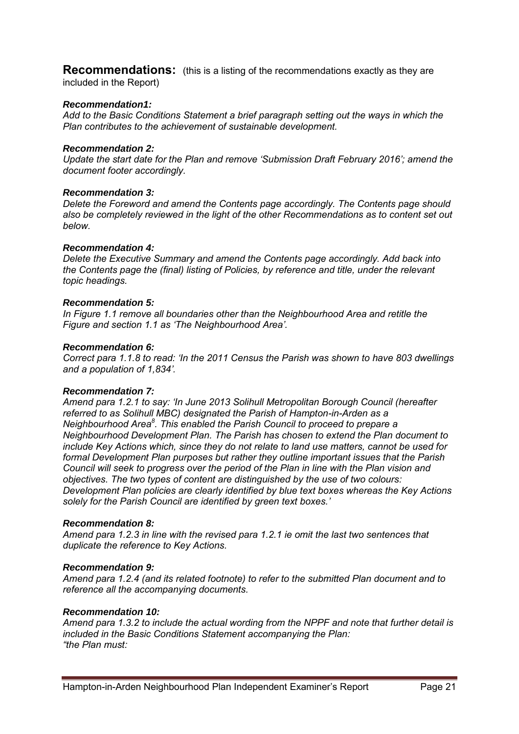**Recommendations:** (this is a listing of the recommendations exactly as they are included in the Report)

***Recommendation1:***
*Add to the Basic Conditions Statement a brief paragraph setting out the ways in which the Plan contributes to the achievement of sustainable development.*

***Recommendation 2:***
*Update the start date for the Plan and remove 'Submission Draft February 2016'; amend the document footer accordingly.*

***Recommendation 3:***
*Delete the Foreword and amend the Contents page accordingly. The Contents page should also be completely reviewed in the light of the other Recommendations as to content set out below.*

***Recommendation 4:***
*Delete the Executive Summary and amend the Contents page accordingly. Add back into the Contents page the (final) listing of Policies, by reference and title, under the relevant topic headings.*

***Recommendation 5:***
*In Figure 1.1 remove all boundaries other than the Neighbourhood Area and retitle the Figure and section 1.1 as 'The Neighbourhood Area'.*

***Recommendation 6:***
*Correct para 1.1.8 to read: 'In the 2011 Census the Parish was shown to have 803 dwellings and a population of 1,834'.*

***Recommendation 7:***
*Amend para 1.2.1 to say: 'In June 2013 Solihull Metropolitan Borough Council (hereafter referred to as Solihull MBC) designated the Parish of Hampton-in-Arden as a Neighbourhood Area[8]. This enabled the Parish Council to proceed to prepare a Neighbourhood Development Plan. The Parish has chosen to extend the Plan document to include Key Actions which, since they do not relate to land use matters, cannot be used for formal Development Plan purposes but rather they outline important issues that the Parish Council will seek to progress over the period of the Plan in line with the Plan vision and objectives. The two types of content are distinguished by the use of two colours: Development Plan policies are clearly identified by blue text boxes whereas the Key Actions solely for the Parish Council are identified by green text boxes.'*

***Recommendation 8:***
*Amend para 1.2.3 in line with the revised para 1.2.1 ie omit the last two sentences that duplicate the reference to Key Actions.*

***Recommendation 9:***
*Amend para 1.2.4 (and its related footnote) to refer to the submitted Plan document and to reference all the accompanying documents.*

***Recommendation 10:***
*Amend para 1.3.2 to include the actual wording from the NPPF and note that further detail is included in the Basic Conditions Statement accompanying the Plan:*
*"the Plan must:*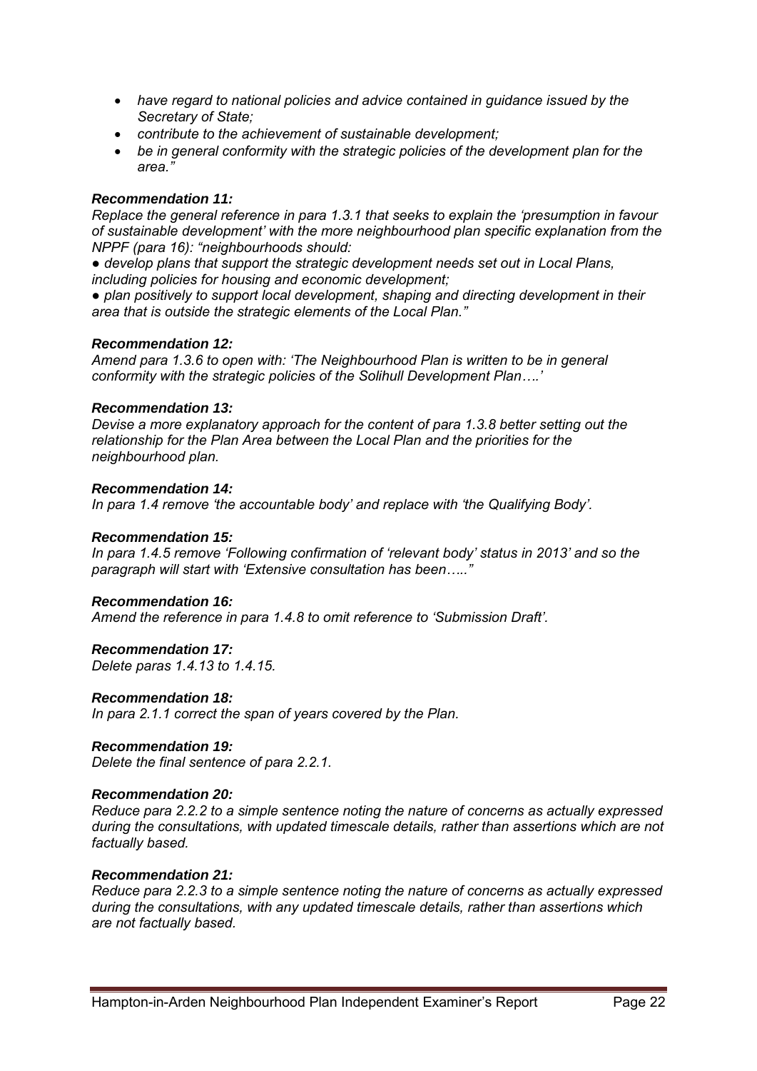- *have regard to national policies and advice contained in guidance issued by the Secretary of State;*
- *contribute to the achievement of sustainable development;*
- *be in general conformity with the strategic policies of the development plan for the area."*

***Recommendation 11:***
*Replace the general reference in para 1.3.1 that seeks to explain the 'presumption in favour of sustainable development' with the more neighbourhood plan specific explanation from the NPPF (para 16): "neighbourhoods should:*

*● develop plans that support the strategic development needs set out in Local Plans, including policies for housing and economic development;*

*● plan positively to support local development, shaping and directing development in their area that is outside the strategic elements of the Local Plan."*

***Recommendation 12:***
*Amend para 1.3.6 to open with: 'The Neighbourhood Plan is written to be in general conformity with the strategic policies of the Solihull Development Plan….'*

***Recommendation 13:***
*Devise a more explanatory approach for the content of para 1.3.8 better setting out the relationship for the Plan Area between the Local Plan and the priorities for the neighbourhood plan.*

***Recommendation 14:***
*In para 1.4 remove 'the accountable body' and replace with 'the Qualifying Body'.*

***Recommendation 15:***
*In para 1.4.5 remove 'Following confirmation of 'relevant body' status in 2013' and so the paragraph will start with 'Extensive consultation has been….."*

***Recommendation 16:***
*Amend the reference in para 1.4.8 to omit reference to 'Submission Draft'.*

***Recommendation 17:***
*Delete paras 1.4.13 to 1.4.15.*

***Recommendation 18:***
*In para 2.1.1 correct the span of years covered by the Plan.*

***Recommendation 19:***
*Delete the final sentence of para 2.2.1.*

***Recommendation 20:***
*Reduce para 2.2.2 to a simple sentence noting the nature of concerns as actually expressed during the consultations, with updated timescale details, rather than assertions which are not factually based.*

***Recommendation 21:***
*Reduce para 2.2.3 to a simple sentence noting the nature of concerns as actually expressed during the consultations, with any updated timescale details, rather than assertions which are not factually based.*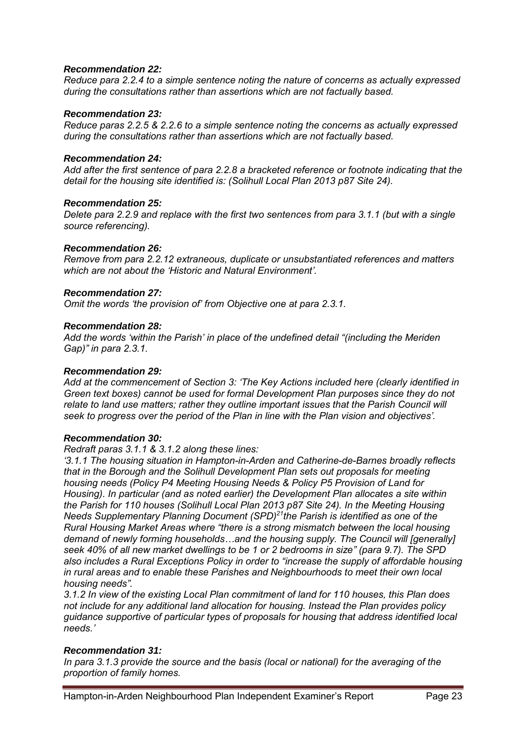***Recommendation 22:***
*Reduce para 2.2.4 to a simple sentence noting the nature of concerns as actually expressed during the consultations rather than assertions which are not factually based.*

***Recommendation 23:***
*Reduce paras 2.2.5 & 2.2.6 to a simple sentence noting the concerns as actually expressed during the consultations rather than assertions which are not factually based.*

***Recommendation 24:***
*Add after the first sentence of para 2.2.8 a bracketed reference or footnote indicating that the detail for the housing site identified is: (Solihull Local Plan 2013 p87 Site 24).*

***Recommendation 25:***
*Delete para 2.2.9 and replace with the first two sentences from para 3.1.1 (but with a single source referencing).*

***Recommendation 26:***
*Remove from para 2.2.12 extraneous, duplicate or unsubstantiated references and matters which are not about the 'Historic and Natural Environment'.*

***Recommendation 27:***
*Omit the words 'the provision of' from Objective one at para 2.3.1.*

***Recommendation 28:***
*Add the words 'within the Parish' in place of the undefined detail "(including the Meriden Gap)" in para 2.3.1.*

***Recommendation 29:***
*Add at the commencement of Section 3: 'The Key Actions included here (clearly identified in Green text boxes) cannot be used for formal Development Plan purposes since they do not relate to land use matters; rather they outline important issues that the Parish Council will seek to progress over the period of the Plan in line with the Plan vision and objectives'.*

***Recommendation 30:***
*Redraft paras 3.1.1 & 3.1.2 along these lines:*
*'3.1.1 The housing situation in Hampton-in-Arden and Catherine-de-Barnes broadly reflects that in the Borough and the Solihull Development Plan sets out proposals for meeting housing needs (Policy P4 Meeting Housing Needs & Policy P5 Provision of Land for Housing). In particular (and as noted earlier) the Development Plan allocates a site within the Parish for 110 houses (Solihull Local Plan 2013 p87 Site 24). In the Meeting Housing Needs Supplementary Planning Document (SPD)[21]the Parish is identified as one of the Rural Housing Market Areas where "there is a strong mismatch between the local housing demand of newly forming households…and the housing supply. The Council will [generally] seek 40% of all new market dwellings to be 1 or 2 bedrooms in size" (para 9.7). The SPD also includes a Rural Exceptions Policy in order to "increase the supply of affordable housing in rural areas and to enable these Parishes and Neighbourhoods to meet their own local housing needs".*
*3.1.2 In view of the existing Local Plan commitment of land for 110 houses, this Plan does not include for any additional land allocation for housing. Instead the Plan provides policy guidance supportive of particular types of proposals for housing that address identified local needs.'*

***Recommendation 31:***
*In para 3.1.3 provide the source and the basis (local or national) for the averaging of the proportion of family homes.*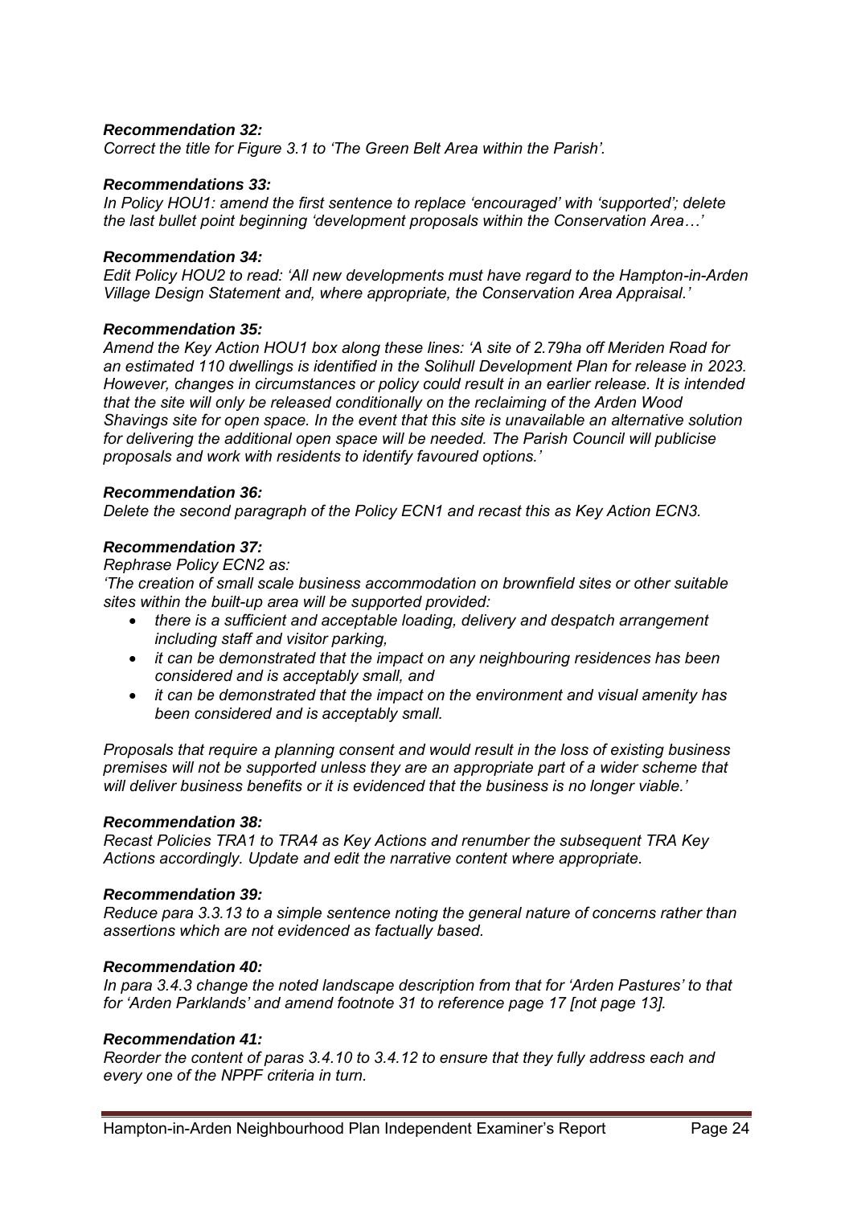***Recommendation 32:***
*Correct the title for Figure 3.1 to 'The Green Belt Area within the Parish'.*

***Recommendations 33:***
*In Policy HOU1: amend the first sentence to replace 'encouraged' with 'supported'; delete the last bullet point beginning 'development proposals within the Conservation Area…'*

***Recommendation 34:***
*Edit Policy HOU2 to read: 'All new developments must have regard to the Hampton-in-Arden Village Design Statement and, where appropriate, the Conservation Area Appraisal.'*

***Recommendation 35:***
*Amend the Key Action HOU1 box along these lines: 'A site of 2.79ha off Meriden Road for an estimated 110 dwellings is identified in the Solihull Development Plan for release in 2023. However, changes in circumstances or policy could result in an earlier release. It is intended that the site will only be released conditionally on the reclaiming of the Arden Wood Shavings site for open space. In the event that this site is unavailable an alternative solution for delivering the additional open space will be needed. The Parish Council will publicise proposals and work with residents to identify favoured options.'*

***Recommendation 36:***
*Delete the second paragraph of the Policy ECN1 and recast this as Key Action ECN3.*

***Recommendation 37:***
*Rephrase Policy ECN2 as:*
*'The creation of small scale business accommodation on brownfield sites or other suitable sites within the built-up area will be supported provided:*

- *there is a sufficient and acceptable loading, delivery and despatch arrangement including staff and visitor parking,*
- *it can be demonstrated that the impact on any neighbouring residences has been considered and is acceptably small, and*
- *it can be demonstrated that the impact on the environment and visual amenity has been considered and is acceptably small.*

*Proposals that require a planning consent and would result in the loss of existing business premises will not be supported unless they are an appropriate part of a wider scheme that will deliver business benefits or it is evidenced that the business is no longer viable.'*

***Recommendation 38:***
*Recast Policies TRA1 to TRA4 as Key Actions and renumber the subsequent TRA Key Actions accordingly. Update and edit the narrative content where appropriate.*

***Recommendation 39:***
*Reduce para 3.3.13 to a simple sentence noting the general nature of concerns rather than assertions which are not evidenced as factually based.*

***Recommendation 40:***
*In para 3.4.3 change the noted landscape description from that for 'Arden Pastures' to that for 'Arden Parklands' and amend footnote 31 to reference page 17 [not page 13].*

***Recommendation 41:***
*Reorder the content of paras 3.4.10 to 3.4.12 to ensure that they fully address each and every one of the NPPF criteria in turn.*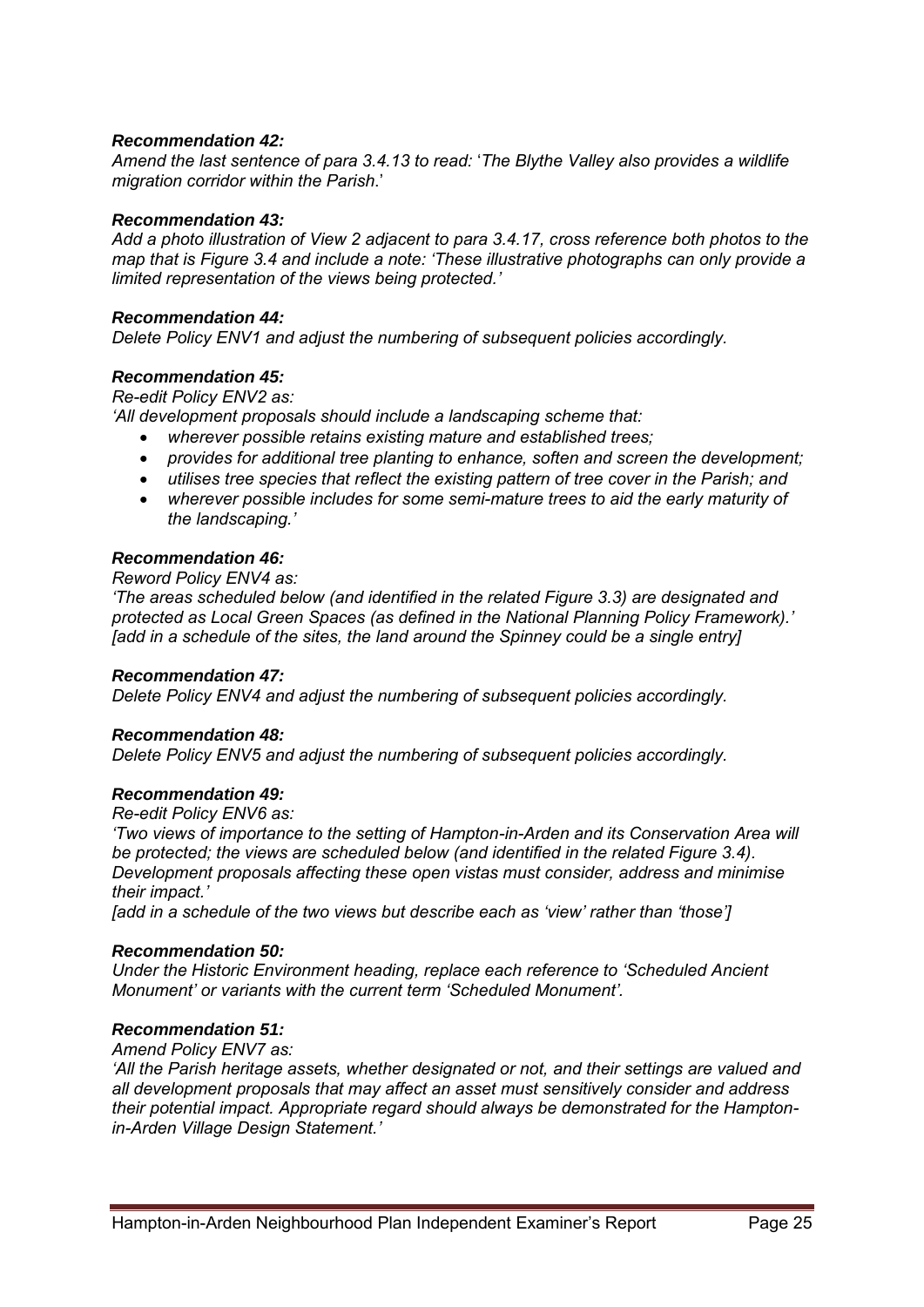***Recommendation 42:***
*Amend the last sentence of para 3.4.13 to read: 'The Blythe Valley also provides a wildlife migration corridor within the Parish.'*

***Recommendation 43:***
*Add a photo illustration of View 2 adjacent to para 3.4.17, cross reference both photos to the map that is Figure 3.4 and include a note: 'These illustrative photographs can only provide a limited representation of the views being protected.'*

***Recommendation 44:***
*Delete Policy ENV1 and adjust the numbering of subsequent policies accordingly.*

***Recommendation 45:***
*Re-edit Policy ENV2 as:*
*'All development proposals should include a landscaping scheme that:*

- *wherever possible retains existing mature and established trees;*
- *provides for additional tree planting to enhance, soften and screen the development;*
- *utilises tree species that reflect the existing pattern of tree cover in the Parish; and*
- *wherever possible includes for some semi-mature trees to aid the early maturity of the landscaping.'*

***Recommendation 46:***
*Reword Policy ENV4 as:*
*'The areas scheduled below (and identified in the related Figure 3.3) are designated and protected as Local Green Spaces (as defined in the National Planning Policy Framework).'*
*[add in a schedule of the sites, the land around the Spinney could be a single entry]*

***Recommendation 47:***
*Delete Policy ENV4 and adjust the numbering of subsequent policies accordingly.*

***Recommendation 48:***
*Delete Policy ENV5 and adjust the numbering of subsequent policies accordingly.*

***Recommendation 49:***
*Re-edit Policy ENV6 as:*
*'Two views of importance to the setting of Hampton-in-Arden and its Conservation Area will be protected; the views are scheduled below (and identified in the related Figure 3.4). Development proposals affecting these open vistas must consider, address and minimise their impact.'*
*[add in a schedule of the two views but describe each as 'view' rather than 'those']*

***Recommendation 50:***
*Under the Historic Environment heading, replace each reference to 'Scheduled Ancient Monument' or variants with the current term 'Scheduled Monument'.*

***Recommendation 51:***
*Amend Policy ENV7 as:*
*'All the Parish heritage assets, whether designated or not, and their settings are valued and all development proposals that may affect an asset must sensitively consider and address their potential impact. Appropriate regard should always be demonstrated for the Hampton-in-Arden Village Design Statement.'*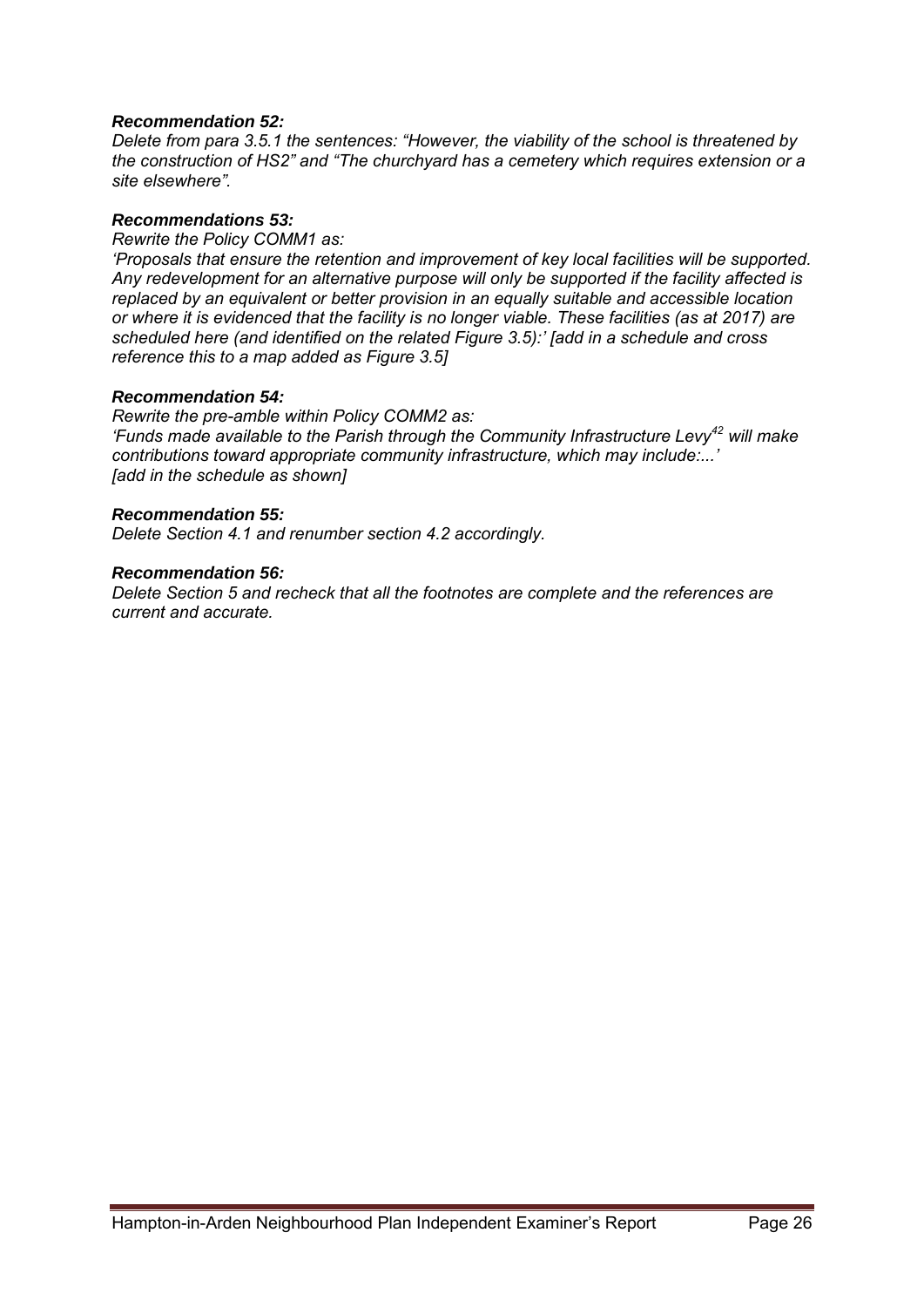***Recommendation 52:***
*Delete from para 3.5.1 the sentences: "However, the viability of the school is threatened by the construction of HS2" and "The churchyard has a cemetery which requires extension or a site elsewhere".*

***Recommendations 53:***
*Rewrite the Policy COMM1 as:*
*'Proposals that ensure the retention and improvement of key local facilities will be supported. Any redevelopment for an alternative purpose will only be supported if the facility affected is replaced by an equivalent or better provision in an equally suitable and accessible location or where it is evidenced that the facility is no longer viable. These facilities (as at 2017) are scheduled here (and identified on the related Figure 3.5):' [add in a schedule and cross reference this to a map added as Figure 3.5]*

***Recommendation 54:***
*Rewrite the pre-amble within Policy COMM2 as:*
*'Funds made available to the Parish through the Community Infrastructure Levy[42] will make contributions toward appropriate community infrastructure, which may include:...'*
*[add in the schedule as shown]*

***Recommendation 55:***
*Delete Section 4.1 and renumber section 4.2 accordingly.*

***Recommendation 56:***
*Delete Section 5 and recheck that all the footnotes are complete and the references are current and accurate.*